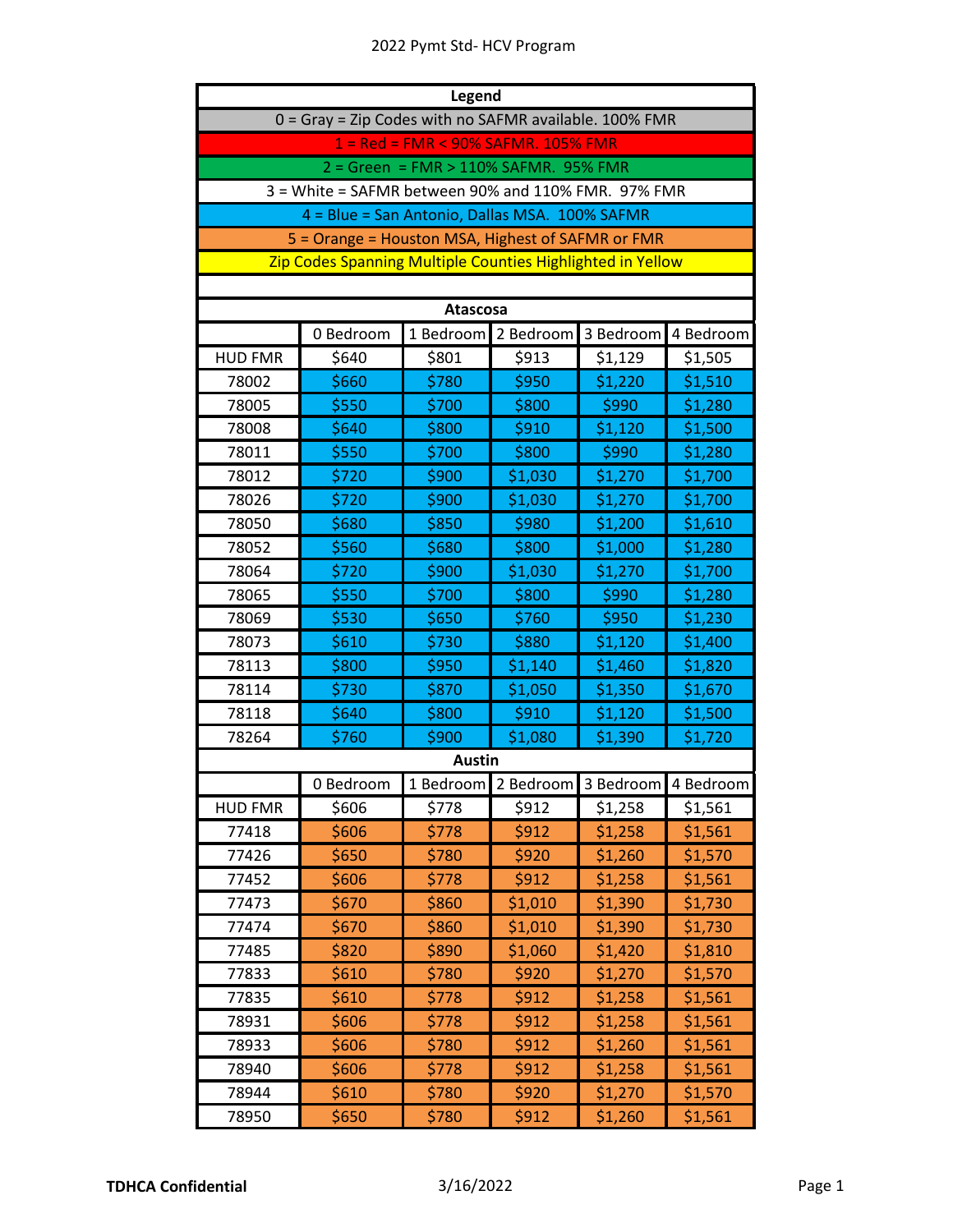# 2022 Pymt Std- HCV Program

| Legend |
|---|
| 0 = Gray = Zip Codes with no SAFMR available. 100% FMR |
| 1 = Red = FMR < 90% SAFMR. 105% FMR |
| 2 = Green = FMR > 110% SAFMR. 95% FMR |
| 3 = White = SAFMR between 90% and 110% FMR. 97% FMR |
| 4 = Blue = San Antonio, Dallas MSA. 100% SAFMR |
| 5 = Orange = Houston MSA, Highest of SAFMR or FMR |
| Zip Codes Spanning Multiple Counties Highlighted in Yellow |

## Atascosa

| | 0 Bedroom | 1 Bedroom | 2 Bedroom | 3 Bedroom | 4 Bedroom |
|---|---|---|---|---|---|
| HUD FMR | $640 | $801 | $913 | $1,129 | $1,505 |
| 78002 | $660 | $780 | $950 | $1,220 | $1,510 |
| 78005 | $550 | $700 | $800 | $990 | $1,280 |
| 78008 | $640 | $800 | $910 | $1,120 | $1,500 |
| 78011 | $550 | $700 | $800 | $990 | $1,280 |
| 78012 | $720 | $900 | $1,030 | $1,270 | $1,700 |
| 78026 | $720 | $900 | $1,030 | $1,270 | $1,700 |
| 78050 | $680 | $850 | $980 | $1,200 | $1,610 |
| 78052 | $560 | $680 | $800 | $1,000 | $1,280 |
| 78064 | $720 | $900 | $1,030 | $1,270 | $1,700 |
| 78065 | $550 | $700 | $800 | $990 | $1,280 |
| 78069 | $530 | $650 | $760 | $950 | $1,230 |
| 78073 | $610 | $730 | $880 | $1,120 | $1,400 |
| 78113 | $800 | $950 | $1,140 | $1,460 | $1,820 |
| 78114 | $730 | $870 | $1,050 | $1,350 | $1,670 |
| 78118 | $640 | $800 | $910 | $1,120 | $1,500 |
| 78264 | $760 | $900 | $1,080 | $1,390 | $1,720 |

## Austin

| | 0 Bedroom | 1 Bedroom | 2 Bedroom | 3 Bedroom | 4 Bedroom |
|---|---|---|---|---|---|
| HUD FMR | $606 | $778 | $912 | $1,258 | $1,561 |
| 77418 | $606 | $778 | $912 | $1,258 | $1,561 |
| 77426 | $650 | $780 | $920 | $1,260 | $1,570 |
| 77452 | $606 | $778 | $912 | $1,258 | $1,561 |
| 77473 | $670 | $860 | $1,010 | $1,390 | $1,730 |
| 77474 | $670 | $860 | $1,010 | $1,390 | $1,730 |
| 77485 | $820 | $890 | $1,060 | $1,420 | $1,810 |
| 77833 | $610 | $780 | $920 | $1,270 | $1,570 |
| 77835 | $610 | $778 | $912 | $1,258 | $1,561 |
| 78931 | $606 | $778 | $912 | $1,258 | $1,561 |
| 78933 | $606 | $780 | $912 | $1,260 | $1,561 |
| 78940 | $606 | $778 | $912 | $1,258 | $1,561 |
| 78944 | $610 | $780 | $920 | $1,270 | $1,570 |
| 78950 | $650 | $780 | $912 | $1,260 | $1,561 |

TDHCA Confidential 3/16/2022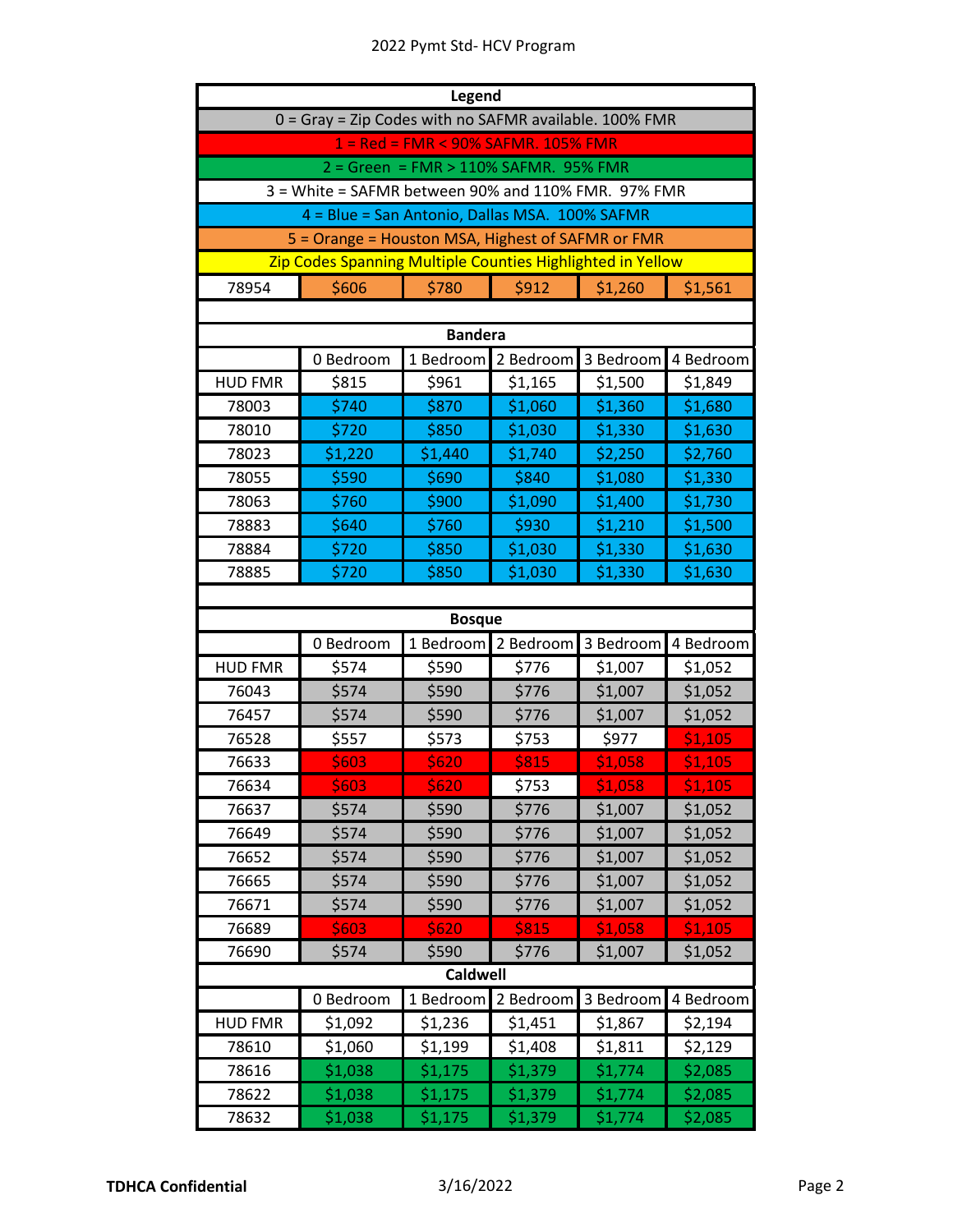2022 Pymt Std- HCV Program

| Legend | | | | | |
|---|---|---|---|---|---|
| 0 = Gray = Zip Codes with no SAFMR available. 100% FMR | | | | | |
| 1 = Red = FMR < 90% SAFMR. 105% FMR | | | | | |
| 2 = Green = FMR > 110% SAFMR. 95% FMR | | | | | |
| 3 = White = SAFMR between 90% and 110% FMR. 97% FMR | | | | | |
| 4 = Blue = San Antonio, Dallas MSA. 100% SAFMR | | | | | |
| 5 = Orange = Houston MSA, Highest of SAFMR or FMR | | | | | |
| Zip Codes Spanning Multiple Counties Highlighted in Yellow | | | | | |
| 78954 | $606 | $780 | $912 | $1,260 | $1,561 |

| Bandera | | | | | |
|---|---|---|---|---|---|
| | 0 Bedroom | 1 Bedroom | 2 Bedroom | 3 Bedroom | 4 Bedroom |
| HUD FMR | $815 | $961 | $1,165 | $1,500 | $1,849 |
| 78003 | $740 | $870 | $1,060 | $1,360 | $1,680 |
| 78010 | $720 | $850 | $1,030 | $1,330 | $1,630 |
| 78023 | $1,220 | $1,440 | $1,740 | $2,250 | $2,760 |
| 78055 | $590 | $690 | $840 | $1,080 | $1,330 |
| 78063 | $760 | $900 | $1,090 | $1,400 | $1,730 |
| 78883 | $640 | $760 | $930 | $1,210 | $1,500 |
| 78884 | $720 | $850 | $1,030 | $1,330 | $1,630 |
| 78885 | $720 | $850 | $1,030 | $1,330 | $1,630 |

| Bosque | | | | | |
|---|---|---|---|---|---|
| | 0 Bedroom | 1 Bedroom | 2 Bedroom | 3 Bedroom | 4 Bedroom |
| HUD FMR | $574 | $590 | $776 | $1,007 | $1,052 |
| 76043 | $574 | $590 | $776 | $1,007 | $1,052 |
| 76457 | $574 | $590 | $776 | $1,007 | $1,052 |
| 76528 | $557 | $573 | $753 | $977 | $1,105 |
| 76633 | $603 | $620 | $815 | $1,058 | $1,105 |
| 76634 | $603 | $620 | $753 | $1,058 | $1,105 |
| 76637 | $574 | $590 | $776 | $1,007 | $1,052 |
| 76649 | $574 | $590 | $776 | $1,007 | $1,052 |
| 76652 | $574 | $590 | $776 | $1,007 | $1,052 |
| 76665 | $574 | $590 | $776 | $1,007 | $1,052 |
| 76671 | $574 | $590 | $776 | $1,007 | $1,052 |
| 76689 | $603 | $620 | $815 | $1,058 | $1,105 |
| 76690 | $574 | $590 | $776 | $1,007 | $1,052 |

| Caldwell | | | | | |
|---|---|---|---|---|---|
| | 0 Bedroom | 1 Bedroom | 2 Bedroom | 3 Bedroom | 4 Bedroom |
| HUD FMR | $1,092 | $1,236 | $1,451 | $1,867 | $2,194 |
| 78610 | $1,060 | $1,199 | $1,408 | $1,811 | $2,129 |
| 78616 | $1,038 | $1,175 | $1,379 | $1,774 | $2,085 |
| 78622 | $1,038 | $1,175 | $1,379 | $1,774 | $2,085 |
| 78632 | $1,038 | $1,175 | $1,379 | $1,774 | $2,085 |

**TDHCA Confidential** 3/16/2022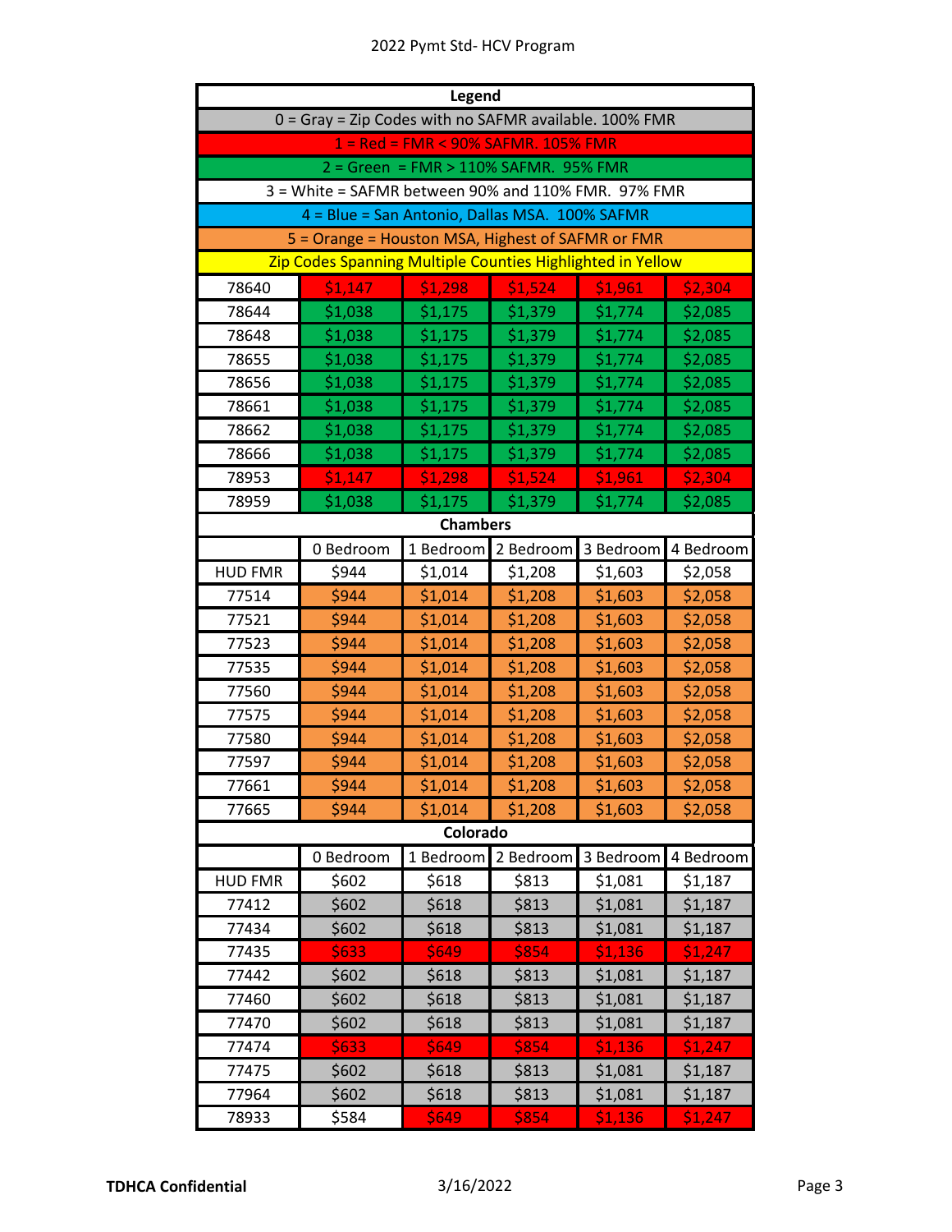| Legend | | | | | |
|---|---|---|---|---|---|
| 0 = Gray = Zip Codes with no SAFMR available. 100% FMR | | | | | |
| 1 = Red = FMR < 90% SAFMR. 105% FMR | | | | | |
| 2 = Green = FMR > 110% SAFMR. 95% FMR | | | | | |
| 3 = White = SAFMR between 90% and 110% FMR. 97% FMR | | | | | |
| 4 = Blue = San Antonio, Dallas MSA. 100% SAFMR | | | | | |
| 5 = Orange = Houston MSA, Highest of SAFMR or FMR | | | | | |
| Zip Codes Spanning Multiple Counties Highlighted in Yellow | | | | | |
| 78640 | $1,147 | $1,298 | $1,524 | $1,961 | $2,304 |
| 78644 | $1,038 | $1,175 | $1,379 | $1,774 | $2,085 |
| 78648 | $1,038 | $1,175 | $1,379 | $1,774 | $2,085 |
| 78655 | $1,038 | $1,175 | $1,379 | $1,774 | $2,085 |
| 78656 | $1,038 | $1,175 | $1,379 | $1,774 | $2,085 |
| 78661 | $1,038 | $1,175 | $1,379 | $1,774 | $2,085 |
| 78662 | $1,038 | $1,175 | $1,379 | $1,774 | $2,085 |
| 78666 | $1,038 | $1,175 | $1,379 | $1,774 | $2,085 |
| 78953 | $1,147 | $1,298 | $1,524 | $1,961 | $2,304 |
| 78959 | $1,038 | $1,175 | $1,379 | $1,774 | $2,085 |
| **Chambers** | | | | | |
| | 0 Bedroom | 1 Bedroom | 2 Bedroom | 3 Bedroom | 4 Bedroom |
| HUD FMR | $944 | $1,014 | $1,208 | $1,603 | $2,058 |
| 77514 | $944 | $1,014 | $1,208 | $1,603 | $2,058 |
| 77521 | $944 | $1,014 | $1,208 | $1,603 | $2,058 |
| 77523 | $944 | $1,014 | $1,208 | $1,603 | $2,058 |
| 77535 | $944 | $1,014 | $1,208 | $1,603 | $2,058 |
| 77560 | $944 | $1,014 | $1,208 | $1,603 | $2,058 |
| 77575 | $944 | $1,014 | $1,208 | $1,603 | $2,058 |
| 77580 | $944 | $1,014 | $1,208 | $1,603 | $2,058 |
| 77597 | $944 | $1,014 | $1,208 | $1,603 | $2,058 |
| 77661 | $944 | $1,014 | $1,208 | $1,603 | $2,058 |
| 77665 | $944 | $1,014 | $1,208 | $1,603 | $2,058 |
| **Colorado** | | | | | |
| | 0 Bedroom | 1 Bedroom | 2 Bedroom | 3 Bedroom | 4 Bedroom |
| HUD FMR | $602 | $618 | $813 | $1,081 | $1,187 |
| 77412 | $602 | $618 | $813 | $1,081 | $1,187 |
| 77434 | $602 | $618 | $813 | $1,081 | $1,187 |
| 77435 | $633 | $649 | $854 | $1,136 | $1,247 |
| 77442 | $602 | $618 | $813 | $1,081 | $1,187 |
| 77460 | $602 | $618 | $813 | $1,081 | $1,187 |
| 77470 | $602 | $618 | $813 | $1,081 | $1,187 |
| 77474 | $633 | $649 | $854 | $1,136 | $1,247 |
| 77475 | $602 | $618 | $813 | $1,081 | $1,187 |
| 77964 | $602 | $618 | $813 | $1,081 | $1,187 |
| 78933 | $584 | $649 | $854 | $1,136 | $1,247 |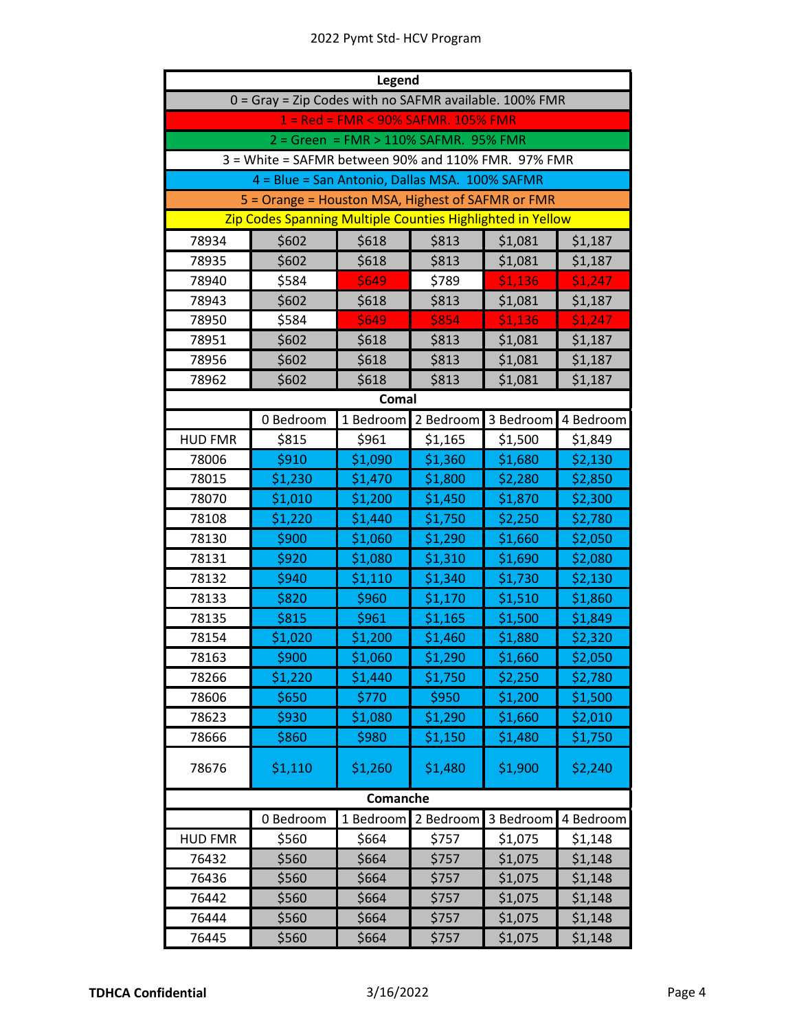| Legend | | | | | |
|---|---|---|---|---|---|
| 0 = Gray = Zip Codes with no SAFMR available. 100% FMR | | | | | |
| 1 = Red = FMR < 90% SAFMR. 105% FMR | | | | | |
| 2 = Green = FMR > 110% SAFMR. 95% FMR | | | | | |
| 3 = White = SAFMR between 90% and 110% FMR. 97% FMR | | | | | |
| 4 = Blue = San Antonio, Dallas MSA. 100% SAFMR | | | | | |
| 5 = Orange = Houston MSA, Highest of SAFMR or FMR | | | | | |
| Zip Codes Spanning Multiple Counties Highlighted in Yellow | | | | | |
| 78934 | $602 | $618 | $813 | $1,081 | $1,187 |
| 78935 | $602 | $618 | $813 | $1,081 | $1,187 |
| 78940 | $584 | $649 | $789 | $1,136 | $1,247 |
| 78943 | $602 | $618 | $813 | $1,081 | $1,187 |
| 78950 | $584 | $649 | $854 | $1,136 | $1,247 |
| 78951 | $602 | $618 | $813 | $1,081 | $1,187 |
| 78956 | $602 | $618 | $813 | $1,081 | $1,187 |
| 78962 | $602 | $618 | $813 | $1,081 | $1,187 |

**Comal**

| | 0 Bedroom | 1 Bedroom | 2 Bedroom | 3 Bedroom | 4 Bedroom |
|---|---|---|---|---|---|
| HUD FMR | $815 | $961 | $1,165 | $1,500 | $1,849 |
| 78006 | $910 | $1,090 | $1,360 | $1,680 | $2,130 |
| 78015 | $1,230 | $1,470 | $1,800 | $2,280 | $2,850 |
| 78070 | $1,010 | $1,200 | $1,450 | $1,870 | $2,300 |
| 78108 | $1,220 | $1,440 | $1,750 | $2,250 | $2,780 |
| 78130 | $900 | $1,060 | $1,290 | $1,660 | $2,050 |
| 78131 | $920 | $1,080 | $1,310 | $1,690 | $2,080 |
| 78132 | $940 | $1,110 | $1,340 | $1,730 | $2,130 |
| 78133 | $820 | $960 | $1,170 | $1,510 | $1,860 |
| 78135 | $815 | $961 | $1,165 | $1,500 | $1,849 |
| 78154 | $1,020 | $1,200 | $1,460 | $1,880 | $2,320 |
| 78163 | $900 | $1,060 | $1,290 | $1,660 | $2,050 |
| 78266 | $1,220 | $1,440 | $1,750 | $2,250 | $2,780 |
| 78606 | $650 | $770 | $950 | $1,200 | $1,500 |
| 78623 | $930 | $1,080 | $1,290 | $1,660 | $2,010 |
| 78666 | $860 | $980 | $1,150 | $1,480 | $1,750 |
| 78676 | $1,110 | $1,260 | $1,480 | $1,900 | $2,240 |

**Comanche**

| | 0 Bedroom | 1 Bedroom | 2 Bedroom | 3 Bedroom | 4 Bedroom |
|---|---|---|---|---|---|
| HUD FMR | $560 | $664 | $757 | $1,075 | $1,148 |
| 76432 | $560 | $664 | $757 | $1,075 | $1,148 |
| 76436 | $560 | $664 | $757 | $1,075 | $1,148 |
| 76442 | $560 | $664 | $757 | $1,075 | $1,148 |
| 76444 | $560 | $664 | $757 | $1,075 | $1,148 |
| 76445 | $560 | $664 | $757 | $1,075 | $1,148 |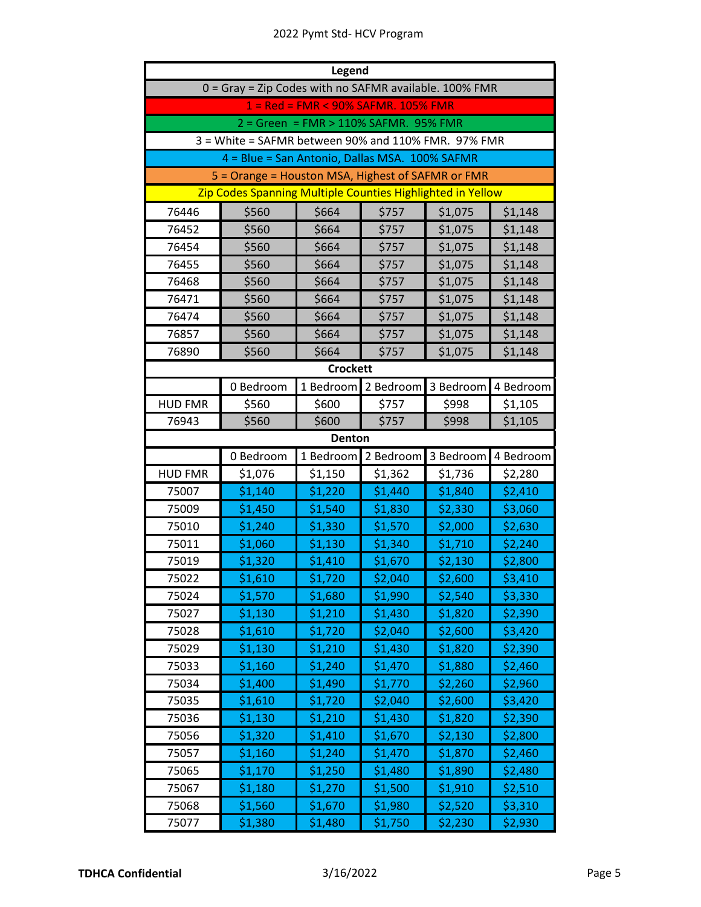| Legend | | | | | |
|---|---|---|---|---|---|
| 0 = Gray = Zip Codes with no SAFMR available. 100% FMR | | | | | |
| 1 = Red = FMR < 90% SAFMR. 105% FMR | | | | | |
| 2 = Green = FMR > 110% SAFMR. 95% FMR | | | | | |
| 3 = White = SAFMR between 90% and 110% FMR. 97% FMR | | | | | |
| 4 = Blue = San Antonio, Dallas MSA. 100% SAFMR | | | | | |
| 5 = Orange = Houston MSA, Highest of SAFMR or FMR | | | | | |
| Zip Codes Spanning Multiple Counties Highlighted in Yellow | | | | | |
| 76446 | $560 | $664 | $757 | $1,075 | $1,148 |
| 76452 | $560 | $664 | $757 | $1,075 | $1,148 |
| 76454 | $560 | $664 | $757 | $1,075 | $1,148 |
| 76455 | $560 | $664 | $757 | $1,075 | $1,148 |
| 76468 | $560 | $664 | $757 | $1,075 | $1,148 |
| 76471 | $560 | $664 | $757 | $1,075 | $1,148 |
| 76474 | $560 | $664 | $757 | $1,075 | $1,148 |
| 76857 | $560 | $664 | $757 | $1,075 | $1,148 |
| 76890 | $560 | $664 | $757 | $1,075 | $1,148 |
| **Crockett** | | | | | |
| | 0 Bedroom | 1 Bedroom | 2 Bedroom | 3 Bedroom | 4 Bedroom |
| HUD FMR | $560 | $600 | $757 | $998 | $1,105 |
| 76943 | $560 | $600 | $757 | $998 | $1,105 |
| **Denton** | | | | | |
| | 0 Bedroom | 1 Bedroom | 2 Bedroom | 3 Bedroom | 4 Bedroom |
| HUD FMR | $1,076 | $1,150 | $1,362 | $1,736 | $2,280 |
| 75007 | $1,140 | $1,220 | $1,440 | $1,840 | $2,410 |
| 75009 | $1,450 | $1,540 | $1,830 | $2,330 | $3,060 |
| 75010 | $1,240 | $1,330 | $1,570 | $2,000 | $2,630 |
| 75011 | $1,060 | $1,130 | $1,340 | $1,710 | $2,240 |
| 75019 | $1,320 | $1,410 | $1,670 | $2,130 | $2,800 |
| 75022 | $1,610 | $1,720 | $2,040 | $2,600 | $3,410 |
| 75024 | $1,570 | $1,680 | $1,990 | $2,540 | $3,330 |
| 75027 | $1,130 | $1,210 | $1,430 | $1,820 | $2,390 |
| 75028 | $1,610 | $1,720 | $2,040 | $2,600 | $3,420 |
| 75029 | $1,130 | $1,210 | $1,430 | $1,820 | $2,390 |
| 75033 | $1,160 | $1,240 | $1,470 | $1,880 | $2,460 |
| 75034 | $1,400 | $1,490 | $1,770 | $2,260 | $2,960 |
| 75035 | $1,610 | $1,720 | $2,040 | $2,600 | $3,420 |
| 75036 | $1,130 | $1,210 | $1,430 | $1,820 | $2,390 |
| 75056 | $1,320 | $1,410 | $1,670 | $2,130 | $2,800 |
| 75057 | $1,160 | $1,240 | $1,470 | $1,870 | $2,460 |
| 75065 | $1,170 | $1,250 | $1,480 | $1,890 | $2,480 |
| 75067 | $1,180 | $1,270 | $1,500 | $1,910 | $2,510 |
| 75068 | $1,560 | $1,670 | $1,980 | $2,520 | $3,310 |
| 75077 | $1,380 | $1,480 | $1,750 | $2,230 | $2,930 |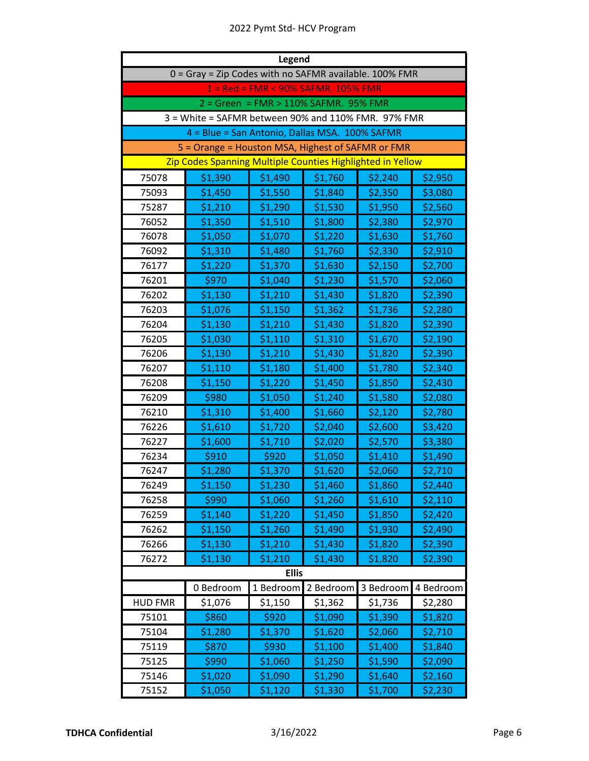2022 Pymt Std- HCV Program

| Legend | | | | | |
|---|---|---|---|---|---|
| 0 = Gray = Zip Codes with no SAFMR available. 100% FMR | | | | | |
| 1 = Red = FMR < 90% SAFMR. 105% FMR | | | | | |
| 2 = Green = FMR > 110% SAFMR. 95% FMR | | | | | |
| 3 = White = SAFMR between 90% and 110% FMR. 97% FMR | | | | | |
| 4 = Blue = San Antonio, Dallas MSA. 100% SAFMR | | | | | |
| 5 = Orange = Houston MSA, Highest of SAFMR or FMR | | | | | |
| Zip Codes Spanning Multiple Counties Highlighted in Yellow | | | | | |
| 75078 | $1,390 | $1,490 | $1,760 | $2,240 | $2,950 |
| 75093 | $1,450 | $1,550 | $1,840 | $2,350 | $3,080 |
| 75287 | $1,210 | $1,290 | $1,530 | $1,950 | $2,560 |
| 76052 | $1,350 | $1,510 | $1,800 | $2,380 | $2,970 |
| 76078 | $1,050 | $1,070 | $1,220 | $1,630 | $1,760 |
| 76092 | $1,310 | $1,480 | $1,760 | $2,330 | $2,910 |
| 76177 | $1,220 | $1,370 | $1,630 | $2,150 | $2,700 |
| 76201 | $970 | $1,040 | $1,230 | $1,570 | $2,060 |
| 76202 | $1,130 | $1,210 | $1,430 | $1,820 | $2,390 |
| 76203 | $1,076 | $1,150 | $1,362 | $1,736 | $2,280 |
| 76204 | $1,130 | $1,210 | $1,430 | $1,820 | $2,390 |
| 76205 | $1,030 | $1,110 | $1,310 | $1,670 | $2,190 |
| 76206 | $1,130 | $1,210 | $1,430 | $1,820 | $2,390 |
| 76207 | $1,110 | $1,180 | $1,400 | $1,780 | $2,340 |
| 76208 | $1,150 | $1,220 | $1,450 | $1,850 | $2,430 |
| 76209 | $980 | $1,050 | $1,240 | $1,580 | $2,080 |
| 76210 | $1,310 | $1,400 | $1,660 | $2,120 | $2,780 |
| 76226 | $1,610 | $1,720 | $2,040 | $2,600 | $3,420 |
| 76227 | $1,600 | $1,710 | $2,020 | $2,570 | $3,380 |
| 76234 | $910 | $920 | $1,050 | $1,410 | $1,490 |
| 76247 | $1,280 | $1,370 | $1,620 | $2,060 | $2,710 |
| 76249 | $1,150 | $1,230 | $1,460 | $1,860 | $2,440 |
| 76258 | $990 | $1,060 | $1,260 | $1,610 | $2,110 |
| 76259 | $1,140 | $1,220 | $1,450 | $1,850 | $2,420 |
| 76262 | $1,150 | $1,260 | $1,490 | $1,930 | $2,490 |
| 76266 | $1,130 | $1,210 | $1,430 | $1,820 | $2,390 |
| 76272 | $1,130 | $1,210 | $1,430 | $1,820 | $2,390 |
| **Ellis** | | | | | |
| | 0 Bedroom | 1 Bedroom | 2 Bedroom | 3 Bedroom | 4 Bedroom |
| HUD FMR | $1,076 | $1,150 | $1,362 | $1,736 | $2,280 |
| 75101 | $860 | $920 | $1,090 | $1,390 | $1,820 |
| 75104 | $1,280 | $1,370 | $1,620 | $2,060 | $2,710 |
| 75119 | $870 | $930 | $1,100 | $1,400 | $1,840 |
| 75125 | $990 | $1,060 | $1,250 | $1,590 | $2,090 |
| 75146 | $1,020 | $1,090 | $1,290 | $1,640 | $2,160 |
| 75152 | $1,050 | $1,120 | $1,330 | $1,700 | $2,230 |

**TDHCA Confidential** 3/16/2022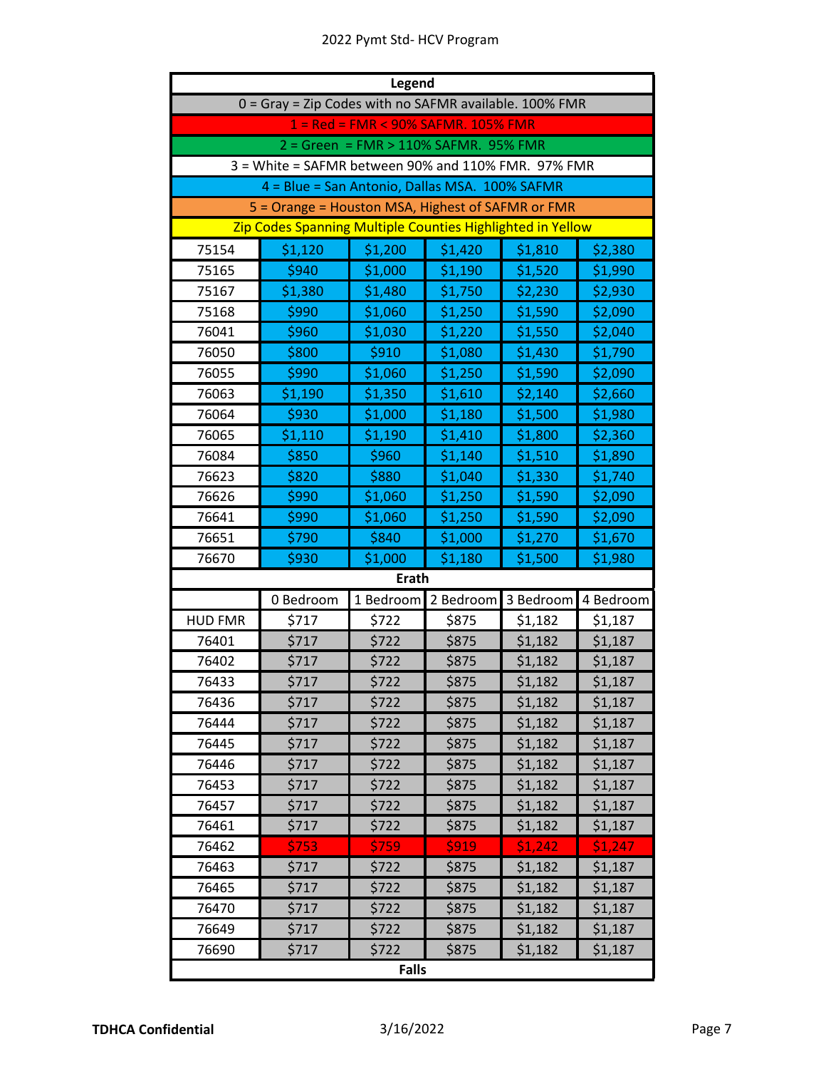| Legend | | | | | |
|---|---|---|---|---|---|
| 0 = Gray = Zip Codes with no SAFMR available. 100% FMR | | | | | |
| 1 = Red = FMR < 90% SAFMR. 105% FMR | | | | | |
| 2 = Green = FMR > 110% SAFMR. 95% FMR | | | | | |
| 3 = White = SAFMR between 90% and 110% FMR. 97% FMR | | | | | |
| 4 = Blue = San Antonio, Dallas MSA. 100% SAFMR | | | | | |
| 5 = Orange = Houston MSA, Highest of SAFMR or FMR | | | | | |
| Zip Codes Spanning Multiple Counties Highlighted in Yellow | | | | | |
| 75154 | $1,120 | $1,200 | $1,420 | $1,810 | $2,380 |
| 75165 | $940 | $1,000 | $1,190 | $1,520 | $1,990 |
| 75167 | $1,380 | $1,480 | $1,750 | $2,230 | $2,930 |
| 75168 | $990 | $1,060 | $1,250 | $1,590 | $2,090 |
| 76041 | $960 | $1,030 | $1,220 | $1,550 | $2,040 |
| 76050 | $800 | $910 | $1,080 | $1,430 | $1,790 |
| 76055 | $990 | $1,060 | $1,250 | $1,590 | $2,090 |
| 76063 | $1,190 | $1,350 | $1,610 | $2,140 | $2,660 |
| 76064 | $930 | $1,000 | $1,180 | $1,500 | $1,980 |
| 76065 | $1,110 | $1,190 | $1,410 | $1,800 | $2,360 |
| 76084 | $850 | $960 | $1,140 | $1,510 | $1,890 |
| 76623 | $820 | $880 | $1,040 | $1,330 | $1,740 |
| 76626 | $990 | $1,060 | $1,250 | $1,590 | $2,090 |
| 76641 | $990 | $1,060 | $1,250 | $1,590 | $2,090 |
| 76651 | $790 | $840 | $1,000 | $1,270 | $1,670 |
| 76670 | $930 | $1,000 | $1,180 | $1,500 | $1,980 |
| **Erath** | | | | | |
| | 0 Bedroom | 1 Bedroom | 2 Bedroom | 3 Bedroom | 4 Bedroom |
| HUD FMR | $717 | $722 | $875 | $1,182 | $1,187 |
| 76401 | $717 | $722 | $875 | $1,182 | $1,187 |
| 76402 | $717 | $722 | $875 | $1,182 | $1,187 |
| 76433 | $717 | $722 | $875 | $1,182 | $1,187 |
| 76436 | $717 | $722 | $875 | $1,182 | $1,187 |
| 76444 | $717 | $722 | $875 | $1,182 | $1,187 |
| 76445 | $717 | $722 | $875 | $1,182 | $1,187 |
| 76446 | $717 | $722 | $875 | $1,182 | $1,187 |
| 76453 | $717 | $722 | $875 | $1,182 | $1,187 |
| 76457 | $717 | $722 | $875 | $1,182 | $1,187 |
| 76461 | $717 | $722 | $875 | $1,182 | $1,187 |
| 76462 | $753 | $759 | $919 | $1,242 | $1,247 |
| 76463 | $717 | $722 | $875 | $1,182 | $1,187 |
| 76465 | $717 | $722 | $875 | $1,182 | $1,187 |
| 76470 | $717 | $722 | $875 | $1,182 | $1,187 |
| 76649 | $717 | $722 | $875 | $1,182 | $1,187 |
| 76690 | $717 | $722 | $875 | $1,182 | $1,187 |
| **Falls** | | | | | |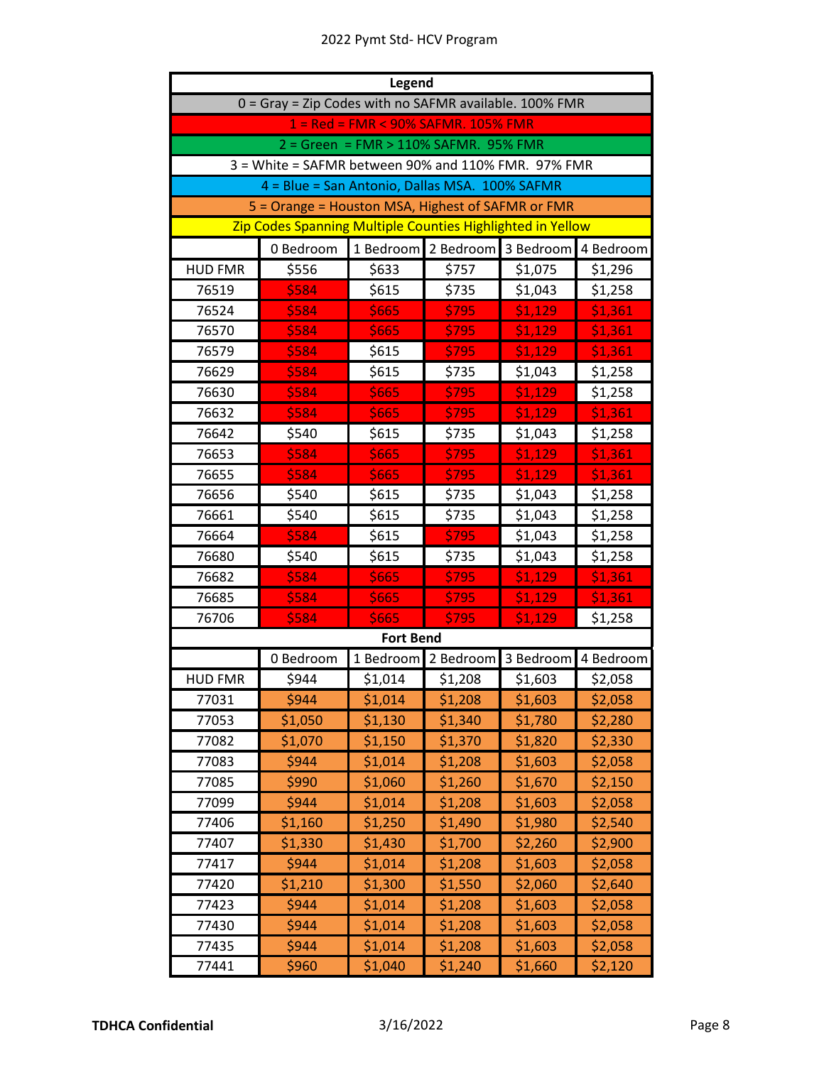2022 Pymt Std- HCV Program

| Legend | | | | | |
|---|---|---|---|---|---|
| 0 = Gray = Zip Codes with no SAFMR available. 100% FMR | | | | | |
| 1 = Red = FMR < 90% SAFMR. 105% FMR | | | | | |
| 2 = Green = FMR > 110% SAFMR. 95% FMR | | | | | |
| 3 = White = SAFMR between 90% and 110% FMR. 97% FMR | | | | | |
| 4 = Blue = San Antonio, Dallas MSA. 100% SAFMR | | | | | |
| 5 = Orange = Houston MSA, Highest of SAFMR or FMR | | | | | |
| Zip Codes Spanning Multiple Counties Highlighted in Yellow | | | | | |
| | 0 Bedroom | 1 Bedroom | 2 Bedroom | 3 Bedroom | 4 Bedroom |
| HUD FMR | $556 | $633 | $757 | $1,075 | $1,296 |
| 76519 | $584 | $615 | $735 | $1,043 | $1,258 |
| 76524 | $584 | $665 | $795 | $1,129 | $1,361 |
| 76570 | $584 | $665 | $795 | $1,129 | $1,361 |
| 76579 | $584 | $615 | $795 | $1,129 | $1,361 |
| 76629 | $584 | $615 | $735 | $1,043 | $1,258 |
| 76630 | $584 | $665 | $795 | $1,129 | $1,258 |
| 76632 | $584 | $665 | $795 | $1,129 | $1,361 |
| 76642 | $540 | $615 | $735 | $1,043 | $1,258 |
| 76653 | $584 | $665 | $795 | $1,129 | $1,361 |
| 76655 | $584 | $665 | $795 | $1,129 | $1,361 |
| 76656 | $540 | $615 | $735 | $1,043 | $1,258 |
| 76661 | $540 | $615 | $735 | $1,043 | $1,258 |
| 76664 | $584 | $615 | $795 | $1,043 | $1,258 |
| 76680 | $540 | $615 | $735 | $1,043 | $1,258 |
| 76682 | $584 | $665 | $795 | $1,129 | $1,361 |
| 76685 | $584 | $665 | $795 | $1,129 | $1,361 |
| 76706 | $584 | $665 | $795 | $1,129 | $1,258 |
| Fort Bend | | | | | |
| | 0 Bedroom | 1 Bedroom | 2 Bedroom | 3 Bedroom | 4 Bedroom |
| HUD FMR | $944 | $1,014 | $1,208 | $1,603 | $2,058 |
| 77031 | $944 | $1,014 | $1,208 | $1,603 | $2,058 |
| 77053 | $1,050 | $1,130 | $1,340 | $1,780 | $2,280 |
| 77082 | $1,070 | $1,150 | $1,370 | $1,820 | $2,330 |
| 77083 | $944 | $1,014 | $1,208 | $1,603 | $2,058 |
| 77085 | $990 | $1,060 | $1,260 | $1,670 | $2,150 |
| 77099 | $944 | $1,014 | $1,208 | $1,603 | $2,058 |
| 77406 | $1,160 | $1,250 | $1,490 | $1,980 | $2,540 |
| 77407 | $1,330 | $1,430 | $1,700 | $2,260 | $2,900 |
| 77417 | $944 | $1,014 | $1,208 | $1,603 | $2,058 |
| 77420 | $1,210 | $1,300 | $1,550 | $2,060 | $2,640 |
| 77423 | $944 | $1,014 | $1,208 | $1,603 | $2,058 |
| 77430 | $944 | $1,014 | $1,208 | $1,603 | $2,058 |
| 77435 | $944 | $1,014 | $1,208 | $1,603 | $2,058 |
| 77441 | $960 | $1,040 | $1,240 | $1,660 | $2,120 |

TDHCA Confidential 3/16/2022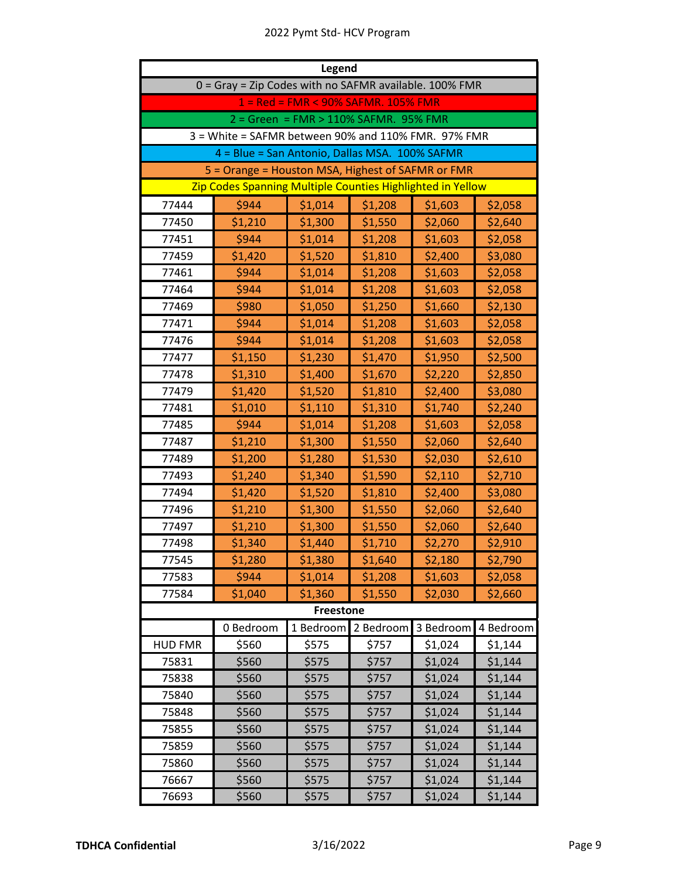| Legend | | | | | |
|---|---|---|---|---|---|
| 0 = Gray = Zip Codes with no SAFMR available. 100% FMR | | | | | |
| 1 = Red = FMR < 90% SAFMR. 105% FMR | | | | | |
| 2 = Green = FMR > 110% SAFMR. 95% FMR | | | | | |
| 3 = White = SAFMR between 90% and 110% FMR. 97% FMR | | | | | |
| 4 = Blue = San Antonio, Dallas MSA. 100% SAFMR | | | | | |
| 5 = Orange = Houston MSA, Highest of SAFMR or FMR | | | | | |
| Zip Codes Spanning Multiple Counties Highlighted in Yellow | | | | | |
| 77444 | $944 | $1,014 | $1,208 | $1,603 | $2,058 |
| 77450 | $1,210 | $1,300 | $1,550 | $2,060 | $2,640 |
| 77451 | $944 | $1,014 | $1,208 | $1,603 | $2,058 |
| 77459 | $1,420 | $1,520 | $1,810 | $2,400 | $3,080 |
| 77461 | $944 | $1,014 | $1,208 | $1,603 | $2,058 |
| 77464 | $944 | $1,014 | $1,208 | $1,603 | $2,058 |
| 77469 | $980 | $1,050 | $1,250 | $1,660 | $2,130 |
| 77471 | $944 | $1,014 | $1,208 | $1,603 | $2,058 |
| 77476 | $944 | $1,014 | $1,208 | $1,603 | $2,058 |
| 77477 | $1,150 | $1,230 | $1,470 | $1,950 | $2,500 |
| 77478 | $1,310 | $1,400 | $1,670 | $2,220 | $2,850 |
| 77479 | $1,420 | $1,520 | $1,810 | $2,400 | $3,080 |
| 77481 | $1,010 | $1,110 | $1,310 | $1,740 | $2,240 |
| 77485 | $944 | $1,014 | $1,208 | $1,603 | $2,058 |
| 77487 | $1,210 | $1,300 | $1,550 | $2,060 | $2,640 |
| 77489 | $1,200 | $1,280 | $1,530 | $2,030 | $2,610 |
| 77493 | $1,240 | $1,340 | $1,590 | $2,110 | $2,710 |
| 77494 | $1,420 | $1,520 | $1,810 | $2,400 | $3,080 |
| 77496 | $1,210 | $1,300 | $1,550 | $2,060 | $2,640 |
| 77497 | $1,210 | $1,300 | $1,550 | $2,060 | $2,640 |
| 77498 | $1,340 | $1,440 | $1,710 | $2,270 | $2,910 |
| 77545 | $1,280 | $1,380 | $1,640 | $2,180 | $2,790 |
| 77583 | $944 | $1,014 | $1,208 | $1,603 | $2,058 |
| 77584 | $1,040 | $1,360 | $1,550 | $2,030 | $2,660 |
| **Freestone** | | | | | |
| | 0 Bedroom | 1 Bedroom | 2 Bedroom | 3 Bedroom | 4 Bedroom |
| HUD FMR | $560 | $575 | $757 | $1,024 | $1,144 |
| 75831 | $560 | $575 | $757 | $1,024 | $1,144 |
| 75838 | $560 | $575 | $757 | $1,024 | $1,144 |
| 75840 | $560 | $575 | $757 | $1,024 | $1,144 |
| 75848 | $560 | $575 | $757 | $1,024 | $1,144 |
| 75855 | $560 | $575 | $757 | $1,024 | $1,144 |
| 75859 | $560 | $575 | $757 | $1,024 | $1,144 |
| 75860 | $560 | $575 | $757 | $1,024 | $1,144 |
| 76667 | $560 | $575 | $757 | $1,024 | $1,144 |
| 76693 | $560 | $575 | $757 | $1,024 | $1,144 |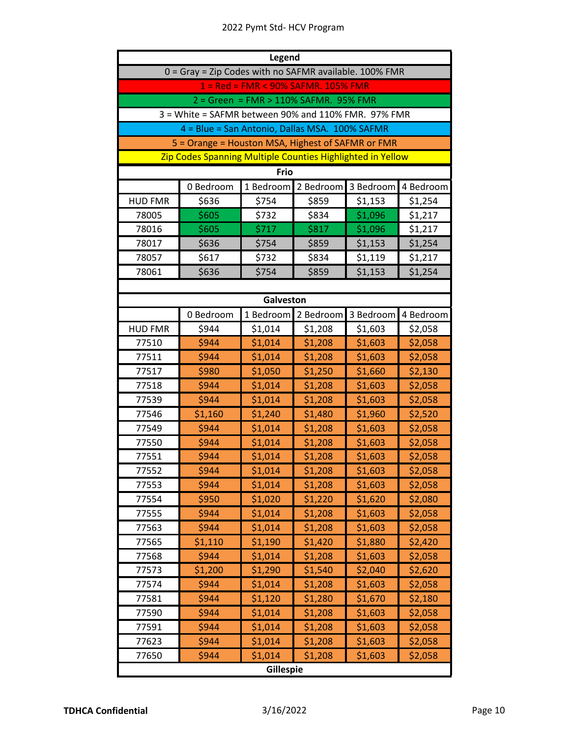**Legend**

0 = Gray = Zip Codes with no SAFMR available. 100% FMR

1 = Red = FMR < 90% SAFMR. 105% FMR

2 = Green = FMR > 110% SAFMR. 95% FMR

3 = White = SAFMR between 90% and 110% FMR. 97% FMR

4 = Blue = San Antonio, Dallas MSA. 100% SAFMR

5 = Orange = Houston MSA, Highest of SAFMR or FMR

Zip Codes Spanning Multiple Counties Highlighted in Yellow

**Frio**

| | 0 Bedroom | 1 Bedroom | 2 Bedroom | 3 Bedroom | 4 Bedroom |
|---|---|---|---|---|---|
| HUD FMR | $636 | $754 | $859 | $1,153 | $1,254 |
| 78005 | $605 | $732 | $834 | $1,096 | $1,217 |
| 78016 | $605 | $717 | $817 | $1,096 | $1,217 |
| 78017 | $636 | $754 | $859 | $1,153 | $1,254 |
| 78057 | $617 | $732 | $834 | $1,119 | $1,217 |
| 78061 | $636 | $754 | $859 | $1,153 | $1,254 |

**Galveston**

| | 0 Bedroom | 1 Bedroom | 2 Bedroom | 3 Bedroom | 4 Bedroom |
|---|---|---|---|---|---|
| HUD FMR | $944 | $1,014 | $1,208 | $1,603 | $2,058 |
| 77510 | $944 | $1,014 | $1,208 | $1,603 | $2,058 |
| 77511 | $944 | $1,014 | $1,208 | $1,603 | $2,058 |
| 77517 | $980 | $1,050 | $1,250 | $1,660 | $2,130 |
| 77518 | $944 | $1,014 | $1,208 | $1,603 | $2,058 |
| 77539 | $944 | $1,014 | $1,208 | $1,603 | $2,058 |
| 77546 | $1,160 | $1,240 | $1,480 | $1,960 | $2,520 |
| 77549 | $944 | $1,014 | $1,208 | $1,603 | $2,058 |
| 77550 | $944 | $1,014 | $1,208 | $1,603 | $2,058 |
| 77551 | $944 | $1,014 | $1,208 | $1,603 | $2,058 |
| 77552 | $944 | $1,014 | $1,208 | $1,603 | $2,058 |
| 77553 | $944 | $1,014 | $1,208 | $1,603 | $2,058 |
| 77554 | $950 | $1,020 | $1,220 | $1,620 | $2,080 |
| 77555 | $944 | $1,014 | $1,208 | $1,603 | $2,058 |
| 77563 | $944 | $1,014 | $1,208 | $1,603 | $2,058 |
| 77565 | $1,110 | $1,190 | $1,420 | $1,880 | $2,420 |
| 77568 | $944 | $1,014 | $1,208 | $1,603 | $2,058 |
| 77573 | $1,200 | $1,290 | $1,540 | $2,040 | $2,620 |
| 77574 | $944 | $1,014 | $1,208 | $1,603 | $2,058 |
| 77581 | $944 | $1,120 | $1,280 | $1,670 | $2,180 |
| 77590 | $944 | $1,014 | $1,208 | $1,603 | $2,058 |
| 77591 | $944 | $1,014 | $1,208 | $1,603 | $2,058 |
| 77623 | $944 | $1,014 | $1,208 | $1,603 | $2,058 |
| 77650 | $944 | $1,014 | $1,208 | $1,603 | $2,058 |

**Gillespie**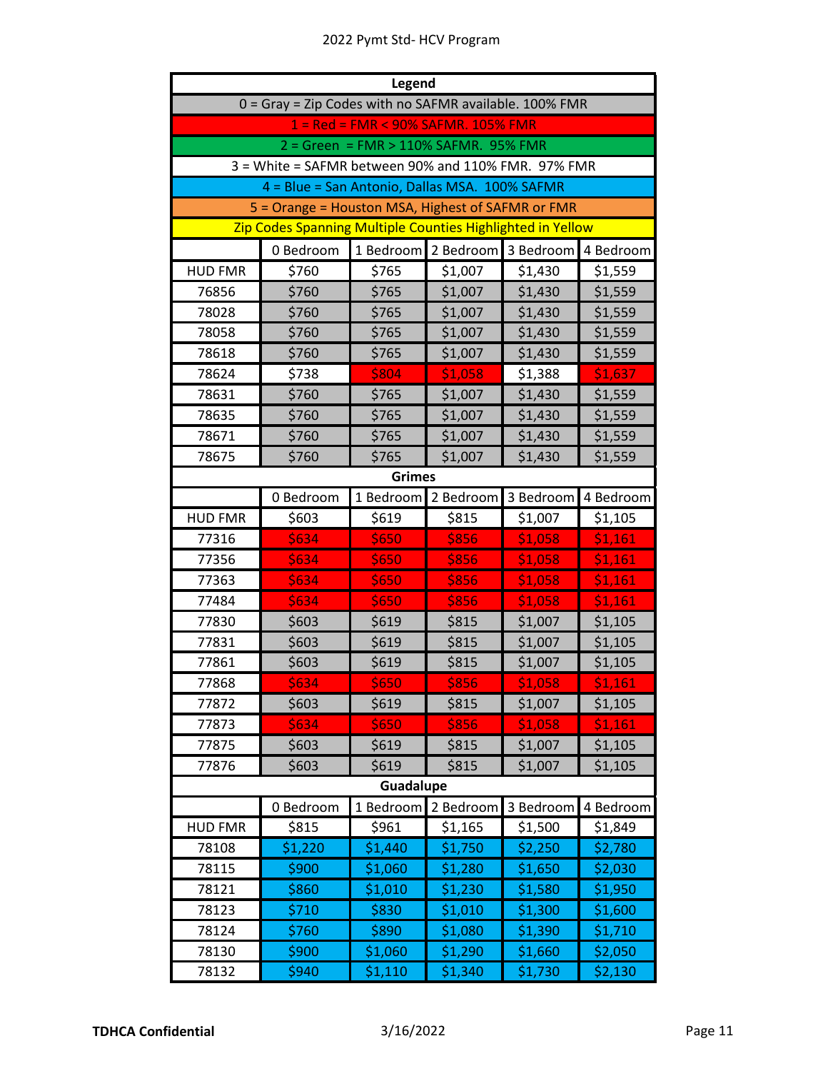# 2022 Pymt Std- HCV Program

| Legend | | | | | |
|---|---|---|---|---|---|
| 0 = Gray = Zip Codes with no SAFMR available. 100% FMR | | | | | |
| 1 = Red = FMR < 90% SAFMR. 105% FMR | | | | | |
| 2 = Green = FMR > 110% SAFMR. 95% FMR | | | | | |
| 3 = White = SAFMR between 90% and 110% FMR. 97% FMR | | | | | |
| 4 = Blue = San Antonio, Dallas MSA. 100% SAFMR | | | | | |
| 5 = Orange = Houston MSA, Highest of SAFMR or FMR | | | | | |
| Zip Codes Spanning Multiple Counties Highlighted in Yellow | | | | | |
| | 0 Bedroom | 1 Bedroom | 2 Bedroom | 3 Bedroom | 4 Bedroom |
| HUD FMR | $760 | $765 | $1,007 | $1,430 | $1,559 |
| 76856 | $760 | $765 | $1,007 | $1,430 | $1,559 |
| 78028 | $760 | $765 | $1,007 | $1,430 | $1,559 |
| 78058 | $760 | $765 | $1,007 | $1,430 | $1,559 |
| 78618 | $760 | $765 | $1,007 | $1,430 | $1,559 |
| 78624 | $738 | $804 | $1,058 | $1,388 | $1,637 |
| 78631 | $760 | $765 | $1,007 | $1,430 | $1,559 |
| 78635 | $760 | $765 | $1,007 | $1,430 | $1,559 |
| 78671 | $760 | $765 | $1,007 | $1,430 | $1,559 |
| 78675 | $760 | $765 | $1,007 | $1,430 | $1,559 |
| **Grimes** | | | | | |
| | 0 Bedroom | 1 Bedroom | 2 Bedroom | 3 Bedroom | 4 Bedroom |
| HUD FMR | $603 | $619 | $815 | $1,007 | $1,105 |
| 77316 | $634 | $650 | $856 | $1,058 | $1,161 |
| 77356 | $634 | $650 | $856 | $1,058 | $1,161 |
| 77363 | $634 | $650 | $856 | $1,058 | $1,161 |
| 77484 | $634 | $650 | $856 | $1,058 | $1,161 |
| 77830 | $603 | $619 | $815 | $1,007 | $1,105 |
| 77831 | $603 | $619 | $815 | $1,007 | $1,105 |
| 77861 | $603 | $619 | $815 | $1,007 | $1,105 |
| 77868 | $634 | $650 | $856 | $1,058 | $1,161 |
| 77872 | $603 | $619 | $815 | $1,007 | $1,105 |
| 77873 | $634 | $650 | $856 | $1,058 | $1,161 |
| 77875 | $603 | $619 | $815 | $1,007 | $1,105 |
| 77876 | $603 | $619 | $815 | $1,007 | $1,105 |
| **Guadalupe** | | | | | |
| | 0 Bedroom | 1 Bedroom | 2 Bedroom | 3 Bedroom | 4 Bedroom |
| HUD FMR | $815 | $961 | $1,165 | $1,500 | $1,849 |
| 78108 | $1,220 | $1,440 | $1,750 | $2,250 | $2,780 |
| 78115 | $900 | $1,060 | $1,280 | $1,650 | $2,030 |
| 78121 | $860 | $1,010 | $1,230 | $1,580 | $1,950 |
| 78123 | $710 | $830 | $1,010 | $1,300 | $1,600 |
| 78124 | $760 | $890 | $1,080 | $1,390 | $1,710 |
| 78130 | $900 | $1,060 | $1,290 | $1,660 | $2,050 |
| 78132 | $940 | $1,110 | $1,340 | $1,730 | $2,130 |

**TDHCA Confidential** 3/16/2022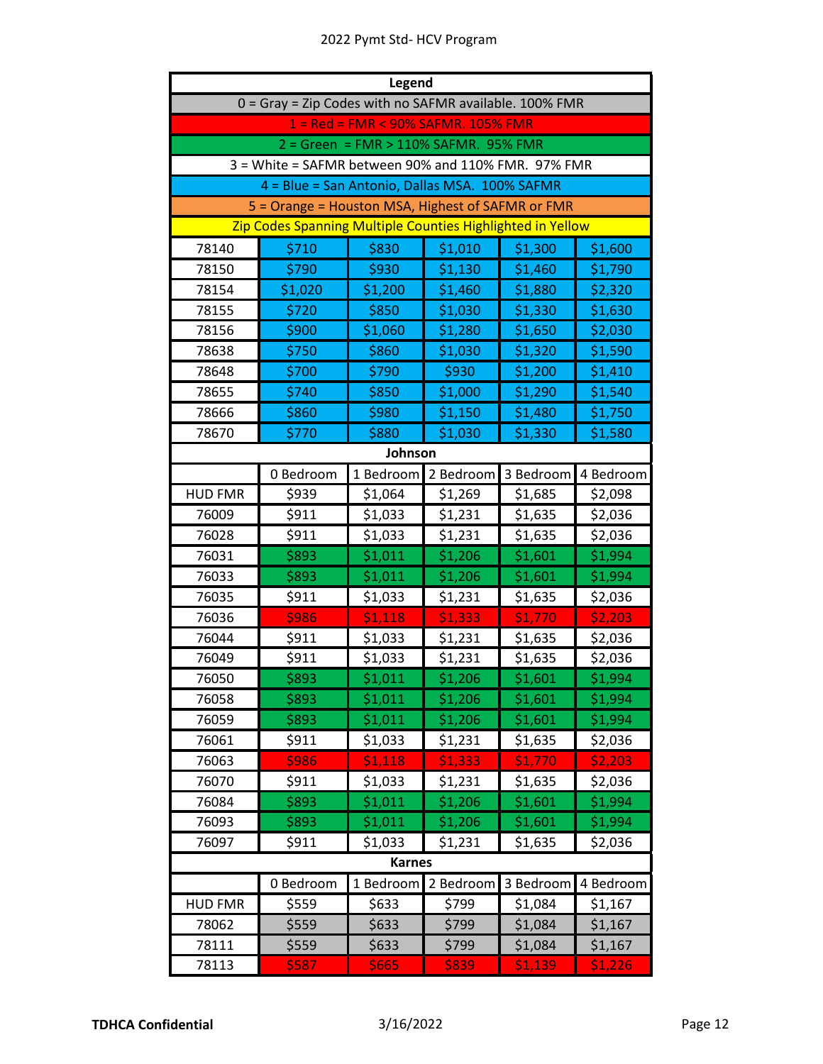| Legend | | | | | |
|---|---|---|---|---|---|
| 0 = Gray = Zip Codes with no SAFMR available. 100% FMR | | | | | |
| 1 = Red = FMR < 90% SAFMR. 105% FMR | | | | | |
| 2 = Green = FMR > 110% SAFMR. 95% FMR | | | | | |
| 3 = White = SAFMR between 90% and 110% FMR. 97% FMR | | | | | |
| 4 = Blue = San Antonio, Dallas MSA. 100% SAFMR | | | | | |
| 5 = Orange = Houston MSA, Highest of SAFMR or FMR | | | | | |
| Zip Codes Spanning Multiple Counties Highlighted in Yellow | | | | | |
| 78140 | $710 | $830 | $1,010 | $1,300 | $1,600 |
| 78150 | $790 | $930 | $1,130 | $1,460 | $1,790 |
| 78154 | $1,020 | $1,200 | $1,460 | $1,880 | $2,320 |
| 78155 | $720 | $850 | $1,030 | $1,330 | $1,630 |
| 78156 | $900 | $1,060 | $1,280 | $1,650 | $2,030 |
| 78638 | $750 | $860 | $1,030 | $1,320 | $1,590 |
| 78648 | $700 | $790 | $930 | $1,200 | $1,410 |
| 78655 | $740 | $850 | $1,000 | $1,290 | $1,540 |
| 78666 | $860 | $980 | $1,150 | $1,480 | $1,750 |
| 78670 | $770 | $880 | $1,030 | $1,330 | $1,580 |
| **Johnson** | | | | | |
| | 0 Bedroom | 1 Bedroom | 2 Bedroom | 3 Bedroom | 4 Bedroom |
| HUD FMR | $939 | $1,064 | $1,269 | $1,685 | $2,098 |
| 76009 | $911 | $1,033 | $1,231 | $1,635 | $2,036 |
| 76028 | $911 | $1,033 | $1,231 | $1,635 | $2,036 |
| 76031 | $893 | $1,011 | $1,206 | $1,601 | $1,994 |
| 76033 | $893 | $1,011 | $1,206 | $1,601 | $1,994 |
| 76035 | $911 | $1,033 | $1,231 | $1,635 | $2,036 |
| 76036 | $986 | $1,118 | $1,333 | $1,770 | $2,203 |
| 76044 | $911 | $1,033 | $1,231 | $1,635 | $2,036 |
| 76049 | $911 | $1,033 | $1,231 | $1,635 | $2,036 |
| 76050 | $893 | $1,011 | $1,206 | $1,601 | $1,994 |
| 76058 | $893 | $1,011 | $1,206 | $1,601 | $1,994 |
| 76059 | $893 | $1,011 | $1,206 | $1,601 | $1,994 |
| 76061 | $911 | $1,033 | $1,231 | $1,635 | $2,036 |
| 76063 | $986 | $1,118 | $1,333 | $1,770 | $2,203 |
| 76070 | $911 | $1,033 | $1,231 | $1,635 | $2,036 |
| 76084 | $893 | $1,011 | $1,206 | $1,601 | $1,994 |
| 76093 | $893 | $1,011 | $1,206 | $1,601 | $1,994 |
| 76097 | $911 | $1,033 | $1,231 | $1,635 | $2,036 |
| **Karnes** | | | | | |
| | 0 Bedroom | 1 Bedroom | 2 Bedroom | 3 Bedroom | 4 Bedroom |
| HUD FMR | $559 | $633 | $799 | $1,084 | $1,167 |
| 78062 | $559 | $633 | $799 | $1,084 | $1,167 |
| 78111 | $559 | $633 | $799 | $1,084 | $1,167 |
| 78113 | $587 | $665 | $839 | $1,139 | $1,226 |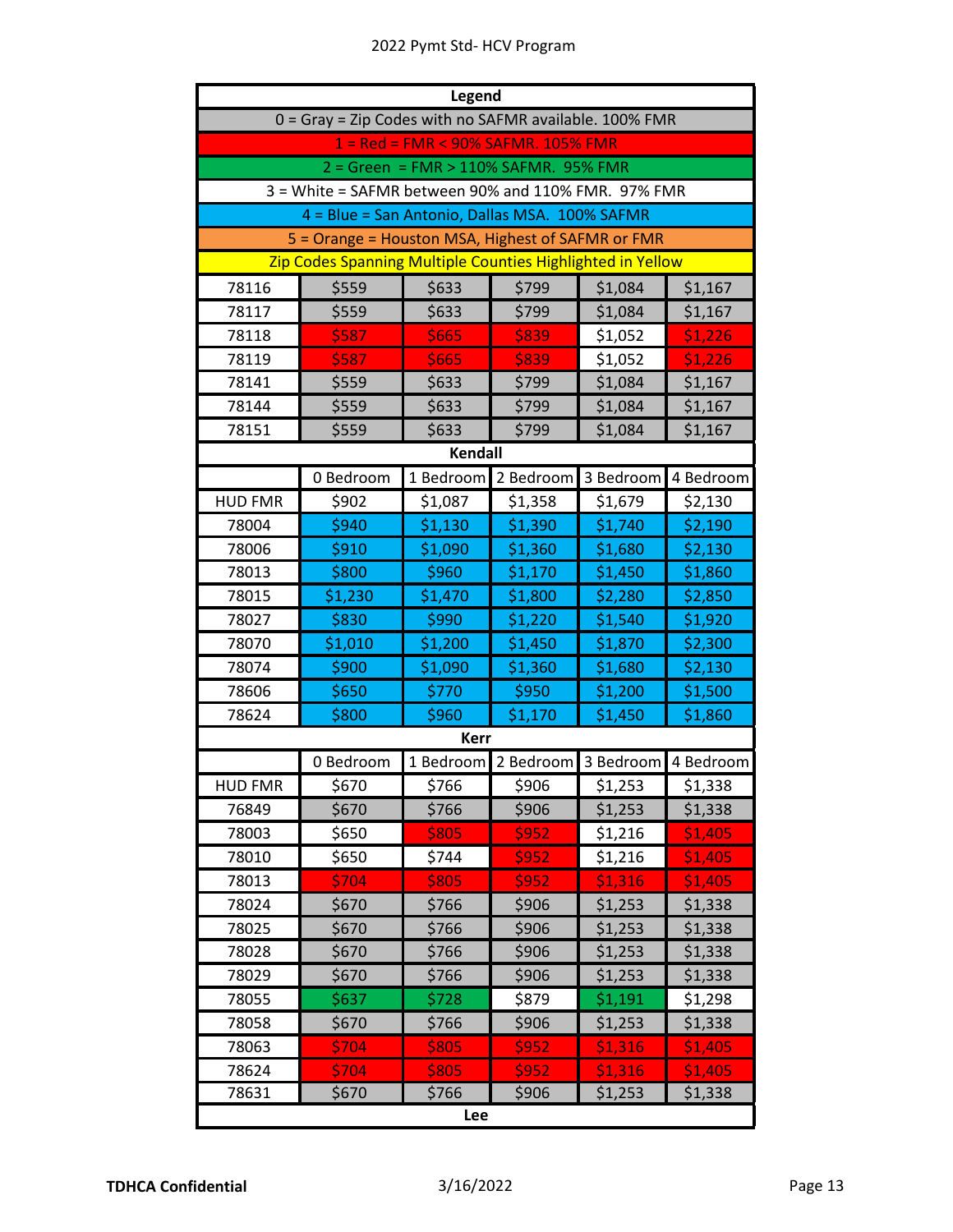2022 Pymt Std- HCV Program

| Legend |
|---|
| 0 = Gray = Zip Codes with no SAFMR available. 100% FMR |
| 1 = Red = FMR < 90% SAFMR. 105% FMR |
| 2 = Green = FMR > 110% SAFMR. 95% FMR |
| 3 = White = SAFMR between 90% and 110% FMR. 97% FMR |
| 4 = Blue = San Antonio, Dallas MSA. 100% SAFMR |
| 5 = Orange = Houston MSA, Highest of SAFMR or FMR |
| Zip Codes Spanning Multiple Counties Highlighted in Yellow |

| | | | | | |
|---|---|---|---|---|---|
| 78116 | $559 | $633 | $799 | $1,084 | $1,167 |
| 78117 | $559 | $633 | $799 | $1,084 | $1,167 |
| 78118 | $587 | $665 | $839 | $1,052 | $1,226 |
| 78119 | $587 | $665 | $839 | $1,052 | $1,226 |
| 78141 | $559 | $633 | $799 | $1,084 | $1,167 |
| 78144 | $559 | $633 | $799 | $1,084 | $1,167 |
| 78151 | $559 | $633 | $799 | $1,084 | $1,167 |

**Kendall**

| | 0 Bedroom | 1 Bedroom | 2 Bedroom | 3 Bedroom | 4 Bedroom |
|---|---|---|---|---|---|
| HUD FMR | $902 | $1,087 | $1,358 | $1,679 | $2,130 |
| 78004 | $940 | $1,130 | $1,390 | $1,740 | $2,190 |
| 78006 | $910 | $1,090 | $1,360 | $1,680 | $2,130 |
| 78013 | $800 | $960 | $1,170 | $1,450 | $1,860 |
| 78015 | $1,230 | $1,470 | $1,800 | $2,280 | $2,850 |
| 78027 | $830 | $990 | $1,220 | $1,540 | $1,920 |
| 78070 | $1,010 | $1,200 | $1,450 | $1,870 | $2,300 |
| 78074 | $900 | $1,090 | $1,360 | $1,680 | $2,130 |
| 78606 | $650 | $770 | $950 | $1,200 | $1,500 |
| 78624 | $800 | $960 | $1,170 | $1,450 | $1,860 |

**Kerr**

| | 0 Bedroom | 1 Bedroom | 2 Bedroom | 3 Bedroom | 4 Bedroom |
|---|---|---|---|---|---|
| HUD FMR | $670 | $766 | $906 | $1,253 | $1,338 |
| 76849 | $670 | $766 | $906 | $1,253 | $1,338 |
| 78003 | $650 | $805 | $952 | $1,216 | $1,405 |
| 78010 | $650 | $744 | $952 | $1,216 | $1,405 |
| 78013 | $704 | $805 | $952 | $1,316 | $1,405 |
| 78024 | $670 | $766 | $906 | $1,253 | $1,338 |
| 78025 | $670 | $766 | $906 | $1,253 | $1,338 |
| 78028 | $670 | $766 | $906 | $1,253 | $1,338 |
| 78029 | $670 | $766 | $906 | $1,253 | $1,338 |
| 78055 | $637 | $728 | $879 | $1,191 | $1,298 |
| 78058 | $670 | $766 | $906 | $1,253 | $1,338 |
| 78063 | $704 | $805 | $952 | $1,316 | $1,405 |
| 78624 | $704 | $805 | $952 | $1,316 | $1,405 |
| 78631 | $670 | $766 | $906 | $1,253 | $1,338 |

**Lee**

TDHCA Confidential 3/16/2022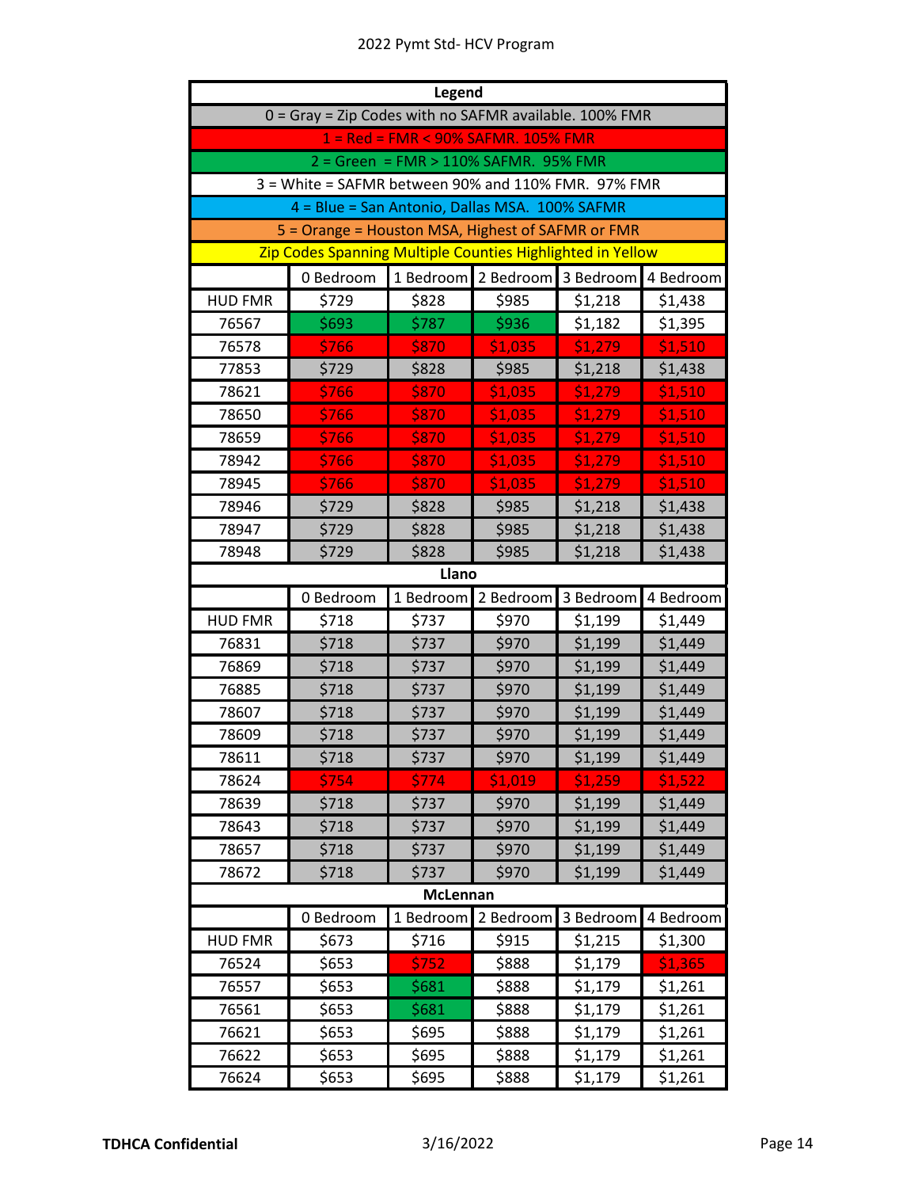| Legend | | | | | |
|---|---|---|---|---|---|
| 0 = Gray = Zip Codes with no SAFMR available. 100% FMR | | | | | |
| 1 = Red = FMR < 90% SAFMR. 105% FMR | | | | | |
| 2 = Green = FMR > 110% SAFMR. 95% FMR | | | | | |
| 3 = White = SAFMR between 90% and 110% FMR. 97% FMR | | | | | |
| 4 = Blue = San Antonio, Dallas MSA. 100% SAFMR | | | | | |
| 5 = Orange = Houston MSA, Highest of SAFMR or FMR | | | | | |
| Zip Codes Spanning Multiple Counties Highlighted in Yellow | | | | | |
| | 0 Bedroom | 1 Bedroom | 2 Bedroom | 3 Bedroom | 4 Bedroom |
| HUD FMR | $729 | $828 | $985 | $1,218 | $1,438 |
| 76567 | $693 | $787 | $936 | $1,182 | $1,395 |
| 76578 | $766 | $870 | $1,035 | $1,279 | $1,510 |
| 77853 | $729 | $828 | $985 | $1,218 | $1,438 |
| 78621 | $766 | $870 | $1,035 | $1,279 | $1,510 |
| 78650 | $766 | $870 | $1,035 | $1,279 | $1,510 |
| 78659 | $766 | $870 | $1,035 | $1,279 | $1,510 |
| 78942 | $766 | $870 | $1,035 | $1,279 | $1,510 |
| 78945 | $766 | $870 | $1,035 | $1,279 | $1,510 |
| 78946 | $729 | $828 | $985 | $1,218 | $1,438 |
| 78947 | $729 | $828 | $985 | $1,218 | $1,438 |
| 78948 | $729 | $828 | $985 | $1,218 | $1,438 |
| **Llano** | | | | | |
| | 0 Bedroom | 1 Bedroom | 2 Bedroom | 3 Bedroom | 4 Bedroom |
| HUD FMR | $718 | $737 | $970 | $1,199 | $1,449 |
| 76831 | $718 | $737 | $970 | $1,199 | $1,449 |
| 76869 | $718 | $737 | $970 | $1,199 | $1,449 |
| 76885 | $718 | $737 | $970 | $1,199 | $1,449 |
| 78607 | $718 | $737 | $970 | $1,199 | $1,449 |
| 78609 | $718 | $737 | $970 | $1,199 | $1,449 |
| 78611 | $718 | $737 | $970 | $1,199 | $1,449 |
| 78624 | $754 | $774 | $1,019 | $1,259 | $1,522 |
| 78639 | $718 | $737 | $970 | $1,199 | $1,449 |
| 78643 | $718 | $737 | $970 | $1,199 | $1,449 |
| 78657 | $718 | $737 | $970 | $1,199 | $1,449 |
| 78672 | $718 | $737 | $970 | $1,199 | $1,449 |
| **McLennan** | | | | | |
| | 0 Bedroom | 1 Bedroom | 2 Bedroom | 3 Bedroom | 4 Bedroom |
| HUD FMR | $673 | $716 | $915 | $1,215 | $1,300 |
| 76524 | $653 | $752 | $888 | $1,179 | $1,365 |
| 76557 | $653 | $681 | $888 | $1,179 | $1,261 |
| 76561 | $653 | $681 | $888 | $1,179 | $1,261 |
| 76621 | $653 | $695 | $888 | $1,179 | $1,261 |
| 76622 | $653 | $695 | $888 | $1,179 | $1,261 |
| 76624 | $653 | $695 | $888 | $1,179 | $1,261 |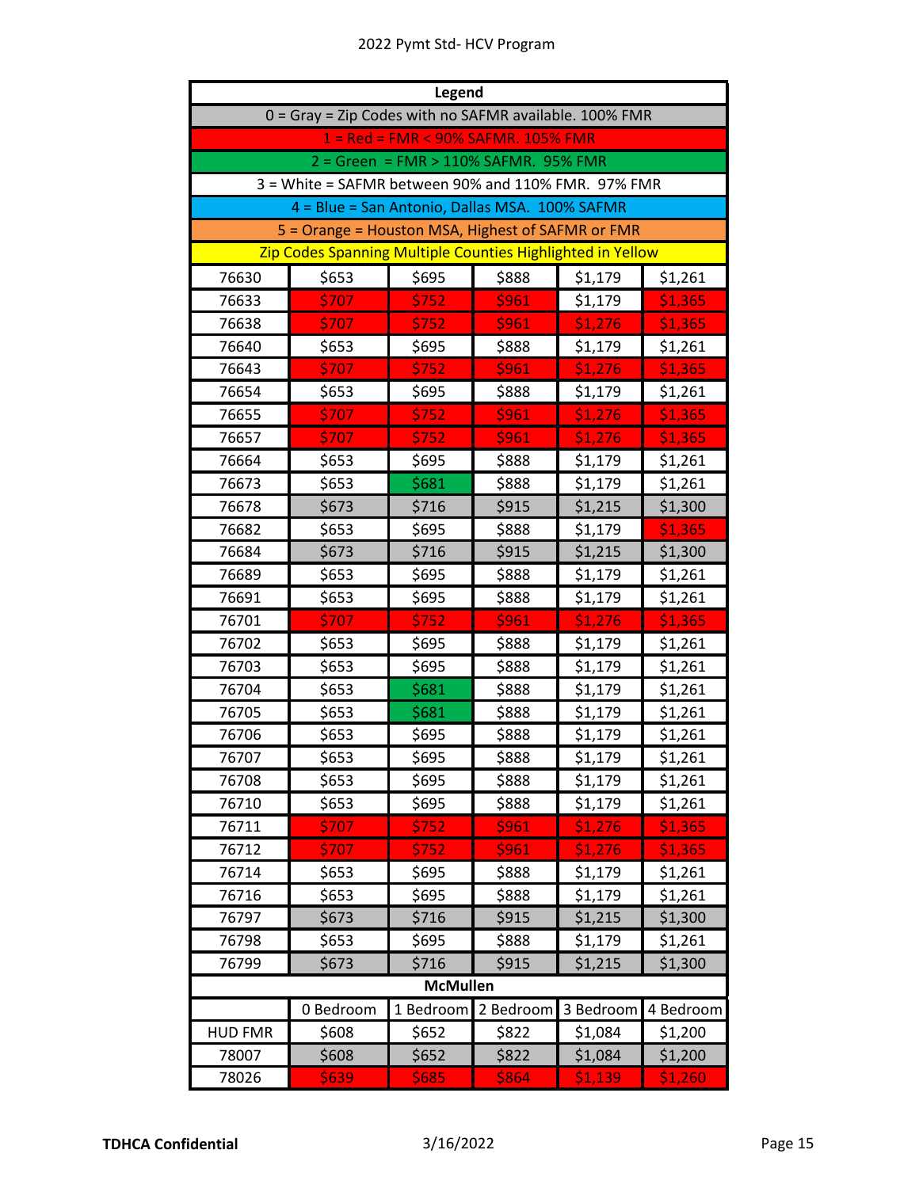| Legend | | | | | |
|---|---|---|---|---|---|
| 0 = Gray = Zip Codes with no SAFMR available. 100% FMR | | | | | |
| 1 = Red = FMR < 90% SAFMR. 105% FMR | | | | | |
| 2 = Green = FMR > 110% SAFMR. 95% FMR | | | | | |
| 3 = White = SAFMR between 90% and 110% FMR. 97% FMR | | | | | |
| 4 = Blue = San Antonio, Dallas MSA. 100% SAFMR | | | | | |
| 5 = Orange = Houston MSA, Highest of SAFMR or FMR | | | | | |
| Zip Codes Spanning Multiple Counties Highlighted in Yellow | | | | | |
| 76630 | $653 | $695 | $888 | $1,179 | $1,261 |
| 76633 | $707 | $752 | $961 | $1,179 | $1,365 |
| 76638 | $707 | $752 | $961 | $1,276 | $1,365 |
| 76640 | $653 | $695 | $888 | $1,179 | $1,261 |
| 76643 | $707 | $752 | $961 | $1,276 | $1,365 |
| 76654 | $653 | $695 | $888 | $1,179 | $1,261 |
| 76655 | $707 | $752 | $961 | $1,276 | $1,365 |
| 76657 | $707 | $752 | $961 | $1,276 | $1,365 |
| 76664 | $653 | $695 | $888 | $1,179 | $1,261 |
| 76673 | $653 | $681 | $888 | $1,179 | $1,261 |
| 76678 | $673 | $716 | $915 | $1,215 | $1,300 |
| 76682 | $653 | $695 | $888 | $1,179 | $1,365 |
| 76684 | $673 | $716 | $915 | $1,215 | $1,300 |
| 76689 | $653 | $695 | $888 | $1,179 | $1,261 |
| 76691 | $653 | $695 | $888 | $1,179 | $1,261 |
| 76701 | $707 | $752 | $961 | $1,276 | $1,365 |
| 76702 | $653 | $695 | $888 | $1,179 | $1,261 |
| 76703 | $653 | $695 | $888 | $1,179 | $1,261 |
| 76704 | $653 | $681 | $888 | $1,179 | $1,261 |
| 76705 | $653 | $681 | $888 | $1,179 | $1,261 |
| 76706 | $653 | $695 | $888 | $1,179 | $1,261 |
| 76707 | $653 | $695 | $888 | $1,179 | $1,261 |
| 76708 | $653 | $695 | $888 | $1,179 | $1,261 |
| 76710 | $653 | $695 | $888 | $1,179 | $1,261 |
| 76711 | $707 | $752 | $961 | $1,276 | $1,365 |
| 76712 | $707 | $752 | $961 | $1,276 | $1,365 |
| 76714 | $653 | $695 | $888 | $1,179 | $1,261 |
| 76716 | $653 | $695 | $888 | $1,179 | $1,261 |
| 76797 | $673 | $716 | $915 | $1,215 | $1,300 |
| 76798 | $653 | $695 | $888 | $1,179 | $1,261 |
| 76799 | $673 | $716 | $915 | $1,215 | $1,300 |
| **McMullen** | | | | | |
| | 0 Bedroom | 1 Bedroom | 2 Bedroom | 3 Bedroom | 4 Bedroom |
| HUD FMR | $608 | $652 | $822 | $1,084 | $1,200 |
| 78007 | $608 | $652 | $822 | $1,084 | $1,200 |
| 78026 | $639 | $685 | $864 | $1,139 | $1,260 |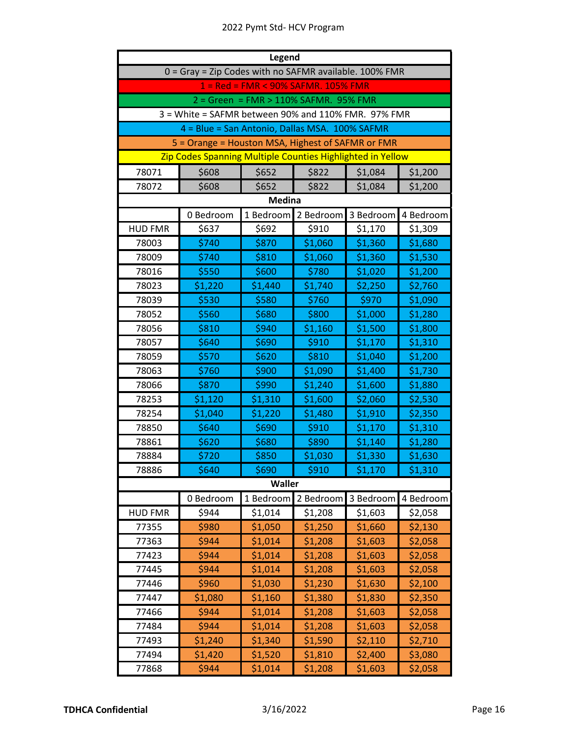| Legend |
|---|
| 0 = Gray = Zip Codes with no SAFMR available. 100% FMR |
| 1 = Red = FMR < 90% SAFMR. 105% FMR |
| 2 = Green = FMR > 110% SAFMR. 95% FMR |
| 3 = White = SAFMR between 90% and 110% FMR. 97% FMR |
| 4 = Blue = San Antonio, Dallas MSA. 100% SAFMR |
| 5 = Orange = Houston MSA, Highest of SAFMR or FMR |
| Zip Codes Spanning Multiple Counties Highlighted in Yellow |

| | | | | | |
|---|---|---|---|---|---|
| 78071 | $608 | $652 | $822 | $1,084 | $1,200 |
| 78072 | $608 | $652 | $822 | $1,084 | $1,200 |

**Medina**

| | 0 Bedroom | 1 Bedroom | 2 Bedroom | 3 Bedroom | 4 Bedroom |
|---|---|---|---|---|---|
| HUD FMR | $637 | $692 | $910 | $1,170 | $1,309 |
| 78003 | $740 | $870 | $1,060 | $1,360 | $1,680 |
| 78009 | $740 | $810 | $1,060 | $1,360 | $1,530 |
| 78016 | $550 | $600 | $780 | $1,020 | $1,200 |
| 78023 | $1,220 | $1,440 | $1,740 | $2,250 | $2,760 |
| 78039 | $530 | $580 | $760 | $970 | $1,090 |
| 78052 | $560 | $680 | $800 | $1,000 | $1,280 |
| 78056 | $810 | $940 | $1,160 | $1,500 | $1,800 |
| 78057 | $640 | $690 | $910 | $1,170 | $1,310 |
| 78059 | $570 | $620 | $810 | $1,040 | $1,200 |
| 78063 | $760 | $900 | $1,090 | $1,400 | $1,730 |
| 78066 | $870 | $990 | $1,240 | $1,600 | $1,880 |
| 78253 | $1,120 | $1,310 | $1,600 | $2,060 | $2,530 |
| 78254 | $1,040 | $1,220 | $1,480 | $1,910 | $2,350 |
| 78850 | $640 | $690 | $910 | $1,170 | $1,310 |
| 78861 | $620 | $680 | $890 | $1,140 | $1,280 |
| 78884 | $720 | $850 | $1,030 | $1,330 | $1,630 |
| 78886 | $640 | $690 | $910 | $1,170 | $1,310 |

**Waller**

| | 0 Bedroom | 1 Bedroom | 2 Bedroom | 3 Bedroom | 4 Bedroom |
|---|---|---|---|---|---|
| HUD FMR | $944 | $1,014 | $1,208 | $1,603 | $2,058 |
| 77355 | $980 | $1,050 | $1,250 | $1,660 | $2,130 |
| 77363 | $944 | $1,014 | $1,208 | $1,603 | $2,058 |
| 77423 | $944 | $1,014 | $1,208 | $1,603 | $2,058 |
| 77445 | $944 | $1,014 | $1,208 | $1,603 | $2,058 |
| 77446 | $960 | $1,030 | $1,230 | $1,630 | $2,100 |
| 77447 | $1,080 | $1,160 | $1,380 | $1,830 | $2,350 |
| 77466 | $944 | $1,014 | $1,208 | $1,603 | $2,058 |
| 77484 | $944 | $1,014 | $1,208 | $1,603 | $2,058 |
| 77493 | $1,240 | $1,340 | $1,590 | $2,110 | $2,710 |
| 77494 | $1,420 | $1,520 | $1,810 | $2,400 | $3,080 |
| 77868 | $944 | $1,014 | $1,208 | $1,603 | $2,058 |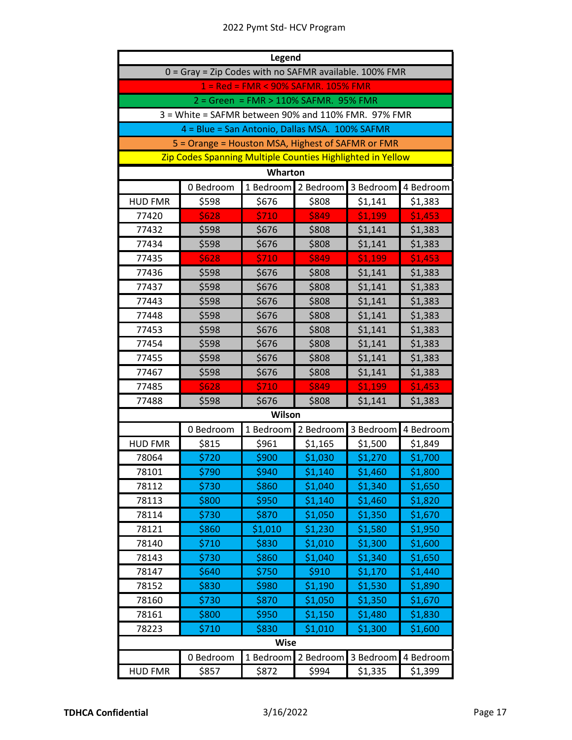2022 Pymt Std- HCV Program

| Legend | | | | | |
|---|---|---|---|---|---|
| 0 = Gray = Zip Codes with no SAFMR available. 100% FMR | | | | | |
| 1 = Red = FMR < 90% SAFMR. 105% FMR | | | | | |
| 2 = Green = FMR > 110% SAFMR. 95% FMR | | | | | |
| 3 = White = SAFMR between 90% and 110% FMR. 97% FMR | | | | | |
| 4 = Blue = San Antonio, Dallas MSA. 100% SAFMR | | | | | |
| 5 = Orange = Houston MSA, Highest of SAFMR or FMR | | | | | |
| Zip Codes Spanning Multiple Counties Highlighted in Yellow | | | | | |
| **Wharton** | | | | | |
| | 0 Bedroom | 1 Bedroom | 2 Bedroom | 3 Bedroom | 4 Bedroom |
| HUD FMR | $598 | $676 | $808 | $1,141 | $1,383 |
| 77420 | $628 | $710 | $849 | $1,199 | $1,453 |
| 77432 | $598 | $676 | $808 | $1,141 | $1,383 |
| 77434 | $598 | $676 | $808 | $1,141 | $1,383 |
| 77435 | $628 | $710 | $849 | $1,199 | $1,453 |
| 77436 | $598 | $676 | $808 | $1,141 | $1,383 |
| 77437 | $598 | $676 | $808 | $1,141 | $1,383 |
| 77443 | $598 | $676 | $808 | $1,141 | $1,383 |
| 77448 | $598 | $676 | $808 | $1,141 | $1,383 |
| 77453 | $598 | $676 | $808 | $1,141 | $1,383 |
| 77454 | $598 | $676 | $808 | $1,141 | $1,383 |
| 77455 | $598 | $676 | $808 | $1,141 | $1,383 |
| 77467 | $598 | $676 | $808 | $1,141 | $1,383 |
| 77485 | $628 | $710 | $849 | $1,199 | $1,453 |
| 77488 | $598 | $676 | $808 | $1,141 | $1,383 |
| **Wilson** | | | | | |
| | 0 Bedroom | 1 Bedroom | 2 Bedroom | 3 Bedroom | 4 Bedroom |
| HUD FMR | $815 | $961 | $1,165 | $1,500 | $1,849 |
| 78064 | $720 | $900 | $1,030 | $1,270 | $1,700 |
| 78101 | $790 | $940 | $1,140 | $1,460 | $1,800 |
| 78112 | $730 | $860 | $1,040 | $1,340 | $1,650 |
| 78113 | $800 | $950 | $1,140 | $1,460 | $1,820 |
| 78114 | $730 | $870 | $1,050 | $1,350 | $1,670 |
| 78121 | $860 | $1,010 | $1,230 | $1,580 | $1,950 |
| 78140 | $710 | $830 | $1,010 | $1,300 | $1,600 |
| 78143 | $730 | $860 | $1,040 | $1,340 | $1,650 |
| 78147 | $640 | $750 | $910 | $1,170 | $1,440 |
| 78152 | $830 | $980 | $1,190 | $1,530 | $1,890 |
| 78160 | $730 | $870 | $1,050 | $1,350 | $1,670 |
| 78161 | $800 | $950 | $1,150 | $1,480 | $1,830 |
| 78223 | $710 | $830 | $1,010 | $1,300 | $1,600 |
| **Wise** | | | | | |
| | 0 Bedroom | 1 Bedroom | 2 Bedroom | 3 Bedroom | 4 Bedroom |
| HUD FMR | $857 | $872 | $994 | $1,335 | $1,399 |

TDHCA Confidential 3/16/2022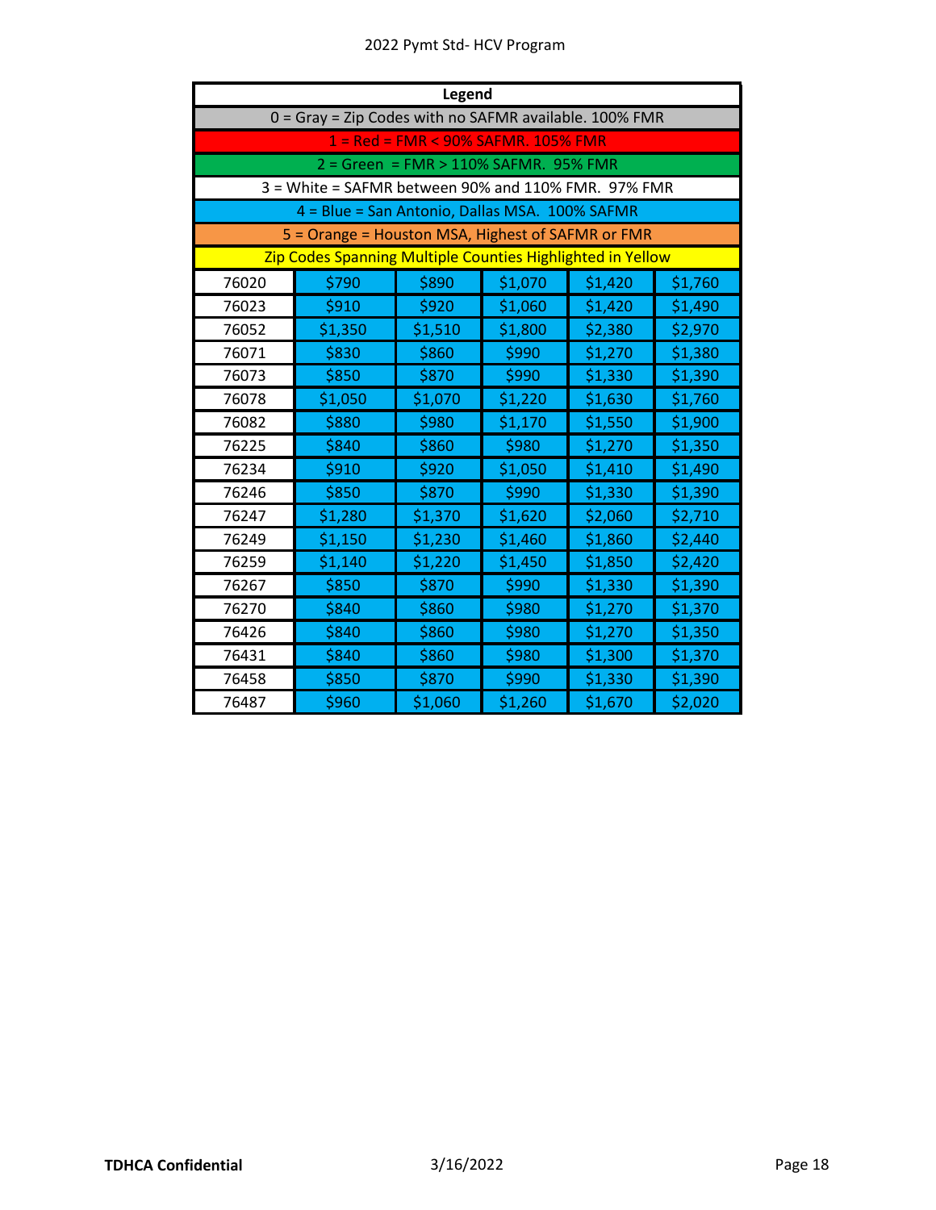| Legend | | | | | |
|---|---|---|---|---|---|
| 0 = Gray = Zip Codes with no SAFMR available. 100% FMR | | | | | |
| 1 = Red = FMR < 90% SAFMR. 105% FMR | | | | | |
| 2 = Green = FMR > 110% SAFMR. 95% FMR | | | | | |
| 3 = White = SAFMR between 90% and 110% FMR. 97% FMR | | | | | |
| 4 = Blue = San Antonio, Dallas MSA. 100% SAFMR | | | | | |
| 5 = Orange = Houston MSA, Highest of SAFMR or FMR | | | | | |
| Zip Codes Spanning Multiple Counties Highlighted in Yellow | | | | | |
| 76020 | $790 | $890 | $1,070 | $1,420 | $1,760 |
| 76023 | $910 | $920 | $1,060 | $1,420 | $1,490 |
| 76052 | $1,350 | $1,510 | $1,800 | $2,380 | $2,970 |
| 76071 | $830 | $860 | $990 | $1,270 | $1,380 |
| 76073 | $850 | $870 | $990 | $1,330 | $1,390 |
| 76078 | $1,050 | $1,070 | $1,220 | $1,630 | $1,760 |
| 76082 | $880 | $980 | $1,170 | $1,550 | $1,900 |
| 76225 | $840 | $860 | $980 | $1,270 | $1,350 |
| 76234 | $910 | $920 | $1,050 | $1,410 | $1,490 |
| 76246 | $850 | $870 | $990 | $1,330 | $1,390 |
| 76247 | $1,280 | $1,370 | $1,620 | $2,060 | $2,710 |
| 76249 | $1,150 | $1,230 | $1,460 | $1,860 | $2,440 |
| 76259 | $1,140 | $1,220 | $1,450 | $1,850 | $2,420 |
| 76267 | $850 | $870 | $990 | $1,330 | $1,390 |
| 76270 | $840 | $860 | $980 | $1,270 | $1,370 |
| 76426 | $840 | $860 | $980 | $1,270 | $1,350 |
| 76431 | $840 | $860 | $980 | $1,300 | $1,370 |
| 76458 | $850 | $870 | $990 | $1,330 | $1,390 |
| 76487 | $960 | $1,060 | $1,260 | $1,670 | $2,020 |